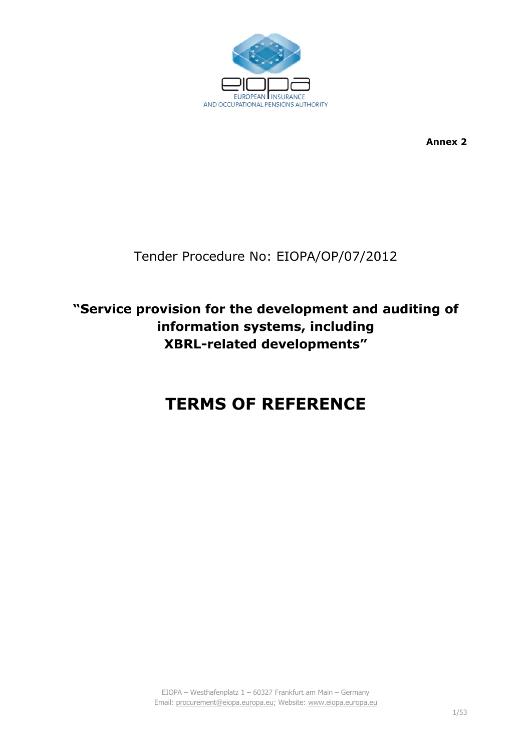EIOPA
EUROPEAN INSURANCE
AND OCCUPATIONAL PENSIONS AUTHORITY

**Annex 2**

Tender Procedure No: EIOPA/OP/07/2012

## "Service provision for the development and auditing of information systems, including XBRL-related developments"

# TERMS OF REFERENCE

EIOPA – Westhafenplatz 1 – 60327 Frankfurt am Main – Germany
Email: procurement@eiopa.europa.eu; Website: www.eiopa.europa.eu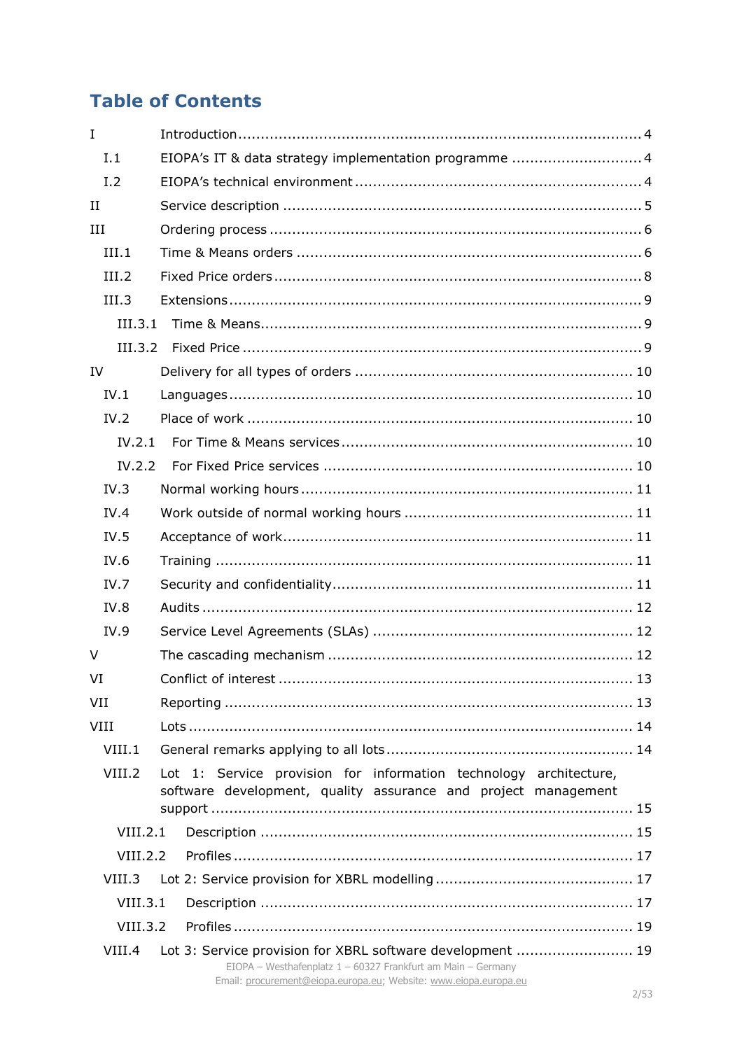# Table of Contents

| | | |
|---|---|---|
| I | Introduction | 4 |
| I.1 | EIOPA's IT & data strategy implementation programme | 4 |
| I.2 | EIOPA's technical environment | 4 |
| II | Service description | 5 |
| III | Ordering process | 6 |
| III.1 | Time & Means orders | 6 |
| III.2 | Fixed Price orders | 8 |
| III.3 | Extensions | 9 |
| III.3.1 | Time & Means | 9 |
| III.3.2 | Fixed Price | 9 |
| IV | Delivery for all types of orders | 10 |
| IV.1 | Languages | 10 |
| IV.2 | Place of work | 10 |
| IV.2.1 | For Time & Means services | 10 |
| IV.2.2 | For Fixed Price services | 10 |
| IV.3 | Normal working hours | 11 |
| IV.4 | Work outside of normal working hours | 11 |
| IV.5 | Acceptance of work | 11 |
| IV.6 | Training | 11 |
| IV.7 | Security and confidentiality | 11 |
| IV.8 | Audits | 12 |
| IV.9 | Service Level Agreements (SLAs) | 12 |
| V | The cascading mechanism | 12 |
| VI | Conflict of interest | 13 |
| VII | Reporting | 13 |
| VIII | Lots | 14 |
| VIII.1 | General remarks applying to all lots | 14 |
| VIII.2 | Lot 1: Service provision for information technology architecture, software development, quality assurance and project management support | 15 |
| VIII.2.1 | Description | 15 |
| VIII.2.2 | Profiles | 17 |
| VIII.3 | Lot 2: Service provision for XBRL modelling | 17 |
| VIII.3.1 | Description | 17 |
| VIII.3.2 | Profiles | 19 |
| VIII.4 | Lot 3: Service provision for XBRL software development | 19 |

EIOPA – Westhafenplatz 1 – 60327 Frankfurt am Main – Germany
Email: procurement@eiopa.europa.eu; Website: www.eiopa.europa.eu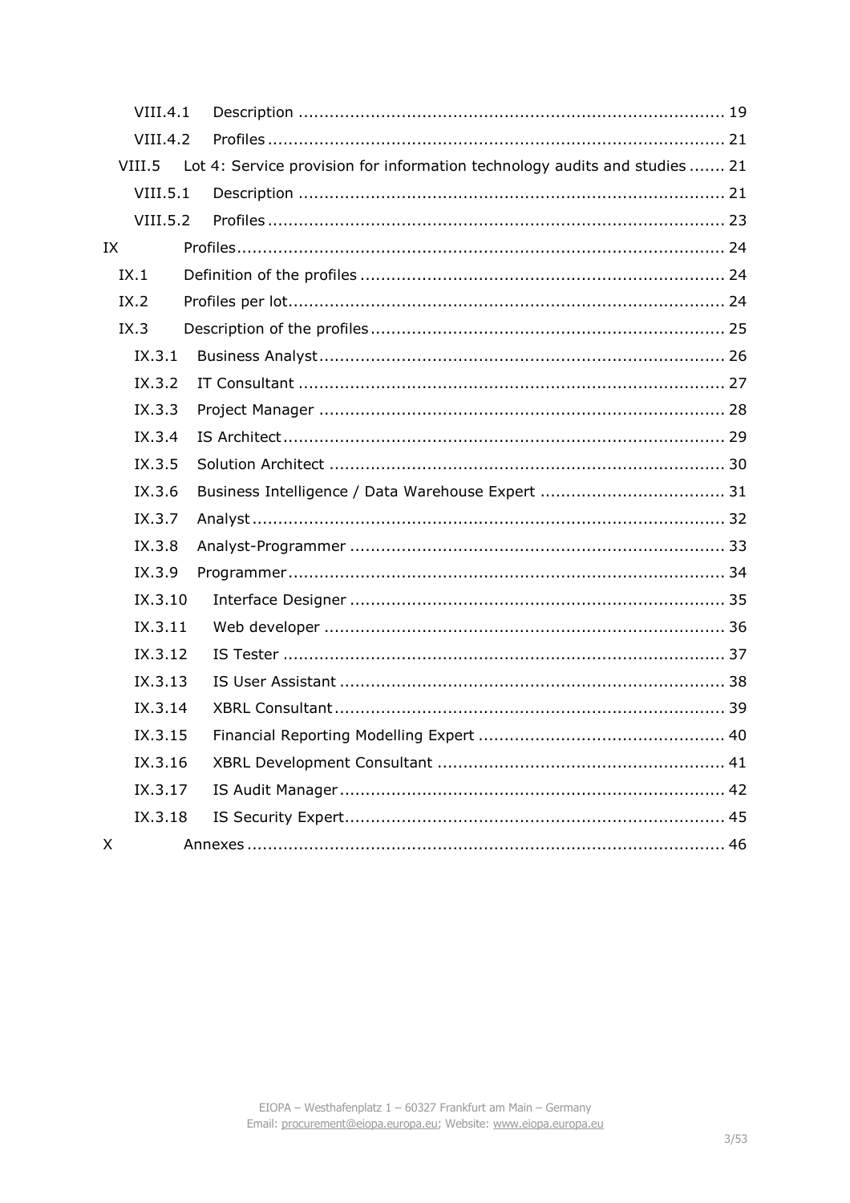VIII.4.1 Description ........................................................................................ 19

VIII.4.2 Profiles ............................................................................................ 21

VIII.5 Lot 4: Service provision for information technology audits and studies ....... 21

VIII.5.1 Description ........................................................................................ 21

VIII.5.2 Profiles ............................................................................................ 23

IX Profiles ....................................................................................................... 24

IX.1 Definition of the profiles ........................................................................ 24

IX.2 Profiles per lot ....................................................................................... 24

IX.3 Description of the profiles ..................................................................... 25

IX.3.1 Business Analyst ................................................................................ 26

IX.3.2 IT Consultant ..................................................................................... 27

IX.3.3 Project Manager ................................................................................. 28

IX.3.4 IS Architect ........................................................................................ 29

IX.3.5 Solution Architect ............................................................................... 30

IX.3.6 Business Intelligence / Data Warehouse Expert .................................... 31

IX.3.7 Analyst .............................................................................................. 32

IX.3.8 Analyst-Programmer ........................................................................... 33

IX.3.9 Programmer ....................................................................................... 34

IX.3.10 Interface Designer ............................................................................ 35

IX.3.11 Web developer .................................................................................. 36

IX.3.12 IS Tester .......................................................................................... 37

IX.3.13 IS User Assistant .............................................................................. 38

IX.3.14 XBRL Consultant ............................................................................... 39

IX.3.15 Financial Reporting Modelling Expert ................................................. 40

IX.3.16 XBRL Development Consultant .......................................................... 41

IX.3.17 IS Audit Manager .............................................................................. 42

IX.3.18 IS Security Expert ............................................................................. 45

X Annexes ...................................................................................................... 46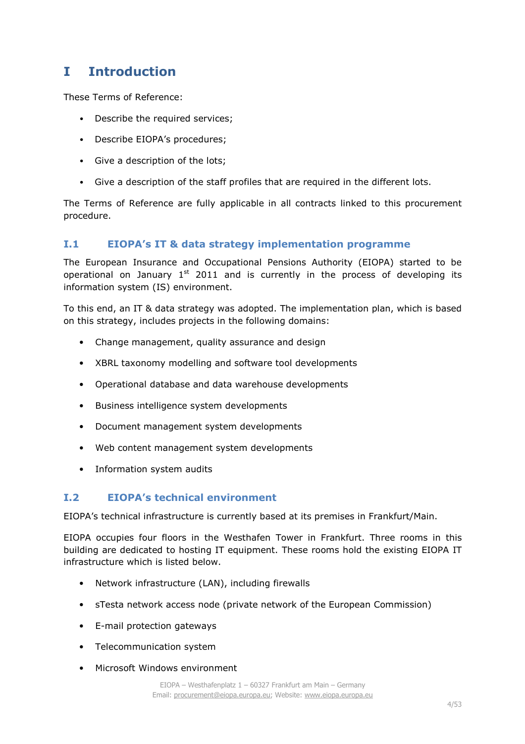# I Introduction

These Terms of Reference:

- Describe the required services;
- Describe EIOPA's procedures;
- Give a description of the lots;
- Give a description of the staff profiles that are required in the different lots.

The Terms of Reference are fully applicable in all contracts linked to this procurement procedure.

## I.1 EIOPA's IT & data strategy implementation programme

The European Insurance and Occupational Pensions Authority (EIOPA) started to be operational on January 1st 2011 and is currently in the process of developing its information system (IS) environment.

To this end, an IT & data strategy was adopted. The implementation plan, which is based on this strategy, includes projects in the following domains:

- Change management, quality assurance and design
- XBRL taxonomy modelling and software tool developments
- Operational database and data warehouse developments
- Business intelligence system developments
- Document management system developments
- Web content management system developments
- Information system audits

## I.2 EIOPA's technical environment

EIOPA's technical infrastructure is currently based at its premises in Frankfurt/Main.

EIOPA occupies four floors in the Westhafen Tower in Frankfurt. Three rooms in this building are dedicated to hosting IT equipment. These rooms hold the existing EIOPA IT infrastructure which is listed below.

- Network infrastructure (LAN), including firewalls
- sTesta network access node (private network of the European Commission)
- E-mail protection gateways
- Telecommunication system
- Microsoft Windows environment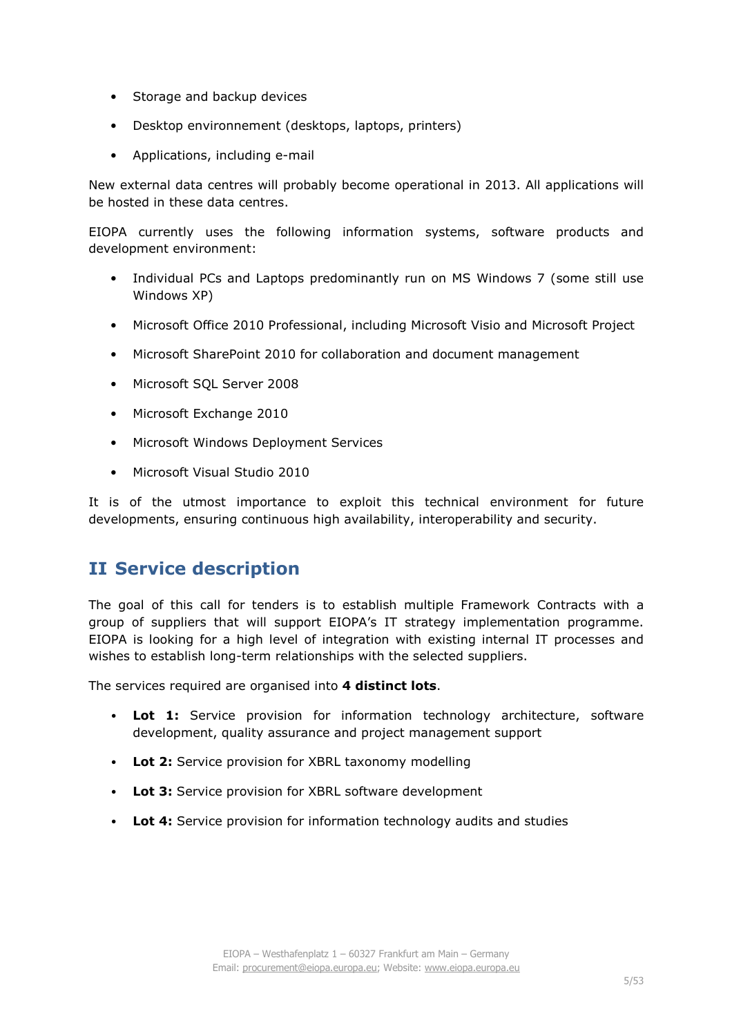- Storage and backup devices
- Desktop environnement (desktops, laptops, printers)
- Applications, including e-mail

New external data centres will probably become operational in 2013. All applications will be hosted in these data centres.

EIOPA currently uses the following information systems, software products and development environment:

- Individual PCs and Laptops predominantly run on MS Windows 7 (some still use Windows XP)
- Microsoft Office 2010 Professional, including Microsoft Visio and Microsoft Project
- Microsoft SharePoint 2010 for collaboration and document management
- Microsoft SQL Server 2008
- Microsoft Exchange 2010
- Microsoft Windows Deployment Services
- Microsoft Visual Studio 2010

It is of the utmost importance to exploit this technical environment for future developments, ensuring continuous high availability, interoperability and security.

# II Service description

The goal of this call for tenders is to establish multiple Framework Contracts with a group of suppliers that will support EIOPA's IT strategy implementation programme. EIOPA is looking for a high level of integration with existing internal IT processes and wishes to establish long-term relationships with the selected suppliers.

The services required are organised into **4 distinct lots**.

- **Lot 1:** Service provision for information technology architecture, software development, quality assurance and project management support
- **Lot 2:** Service provision for XBRL taxonomy modelling
- **Lot 3:** Service provision for XBRL software development
- **Lot 4:** Service provision for information technology audits and studies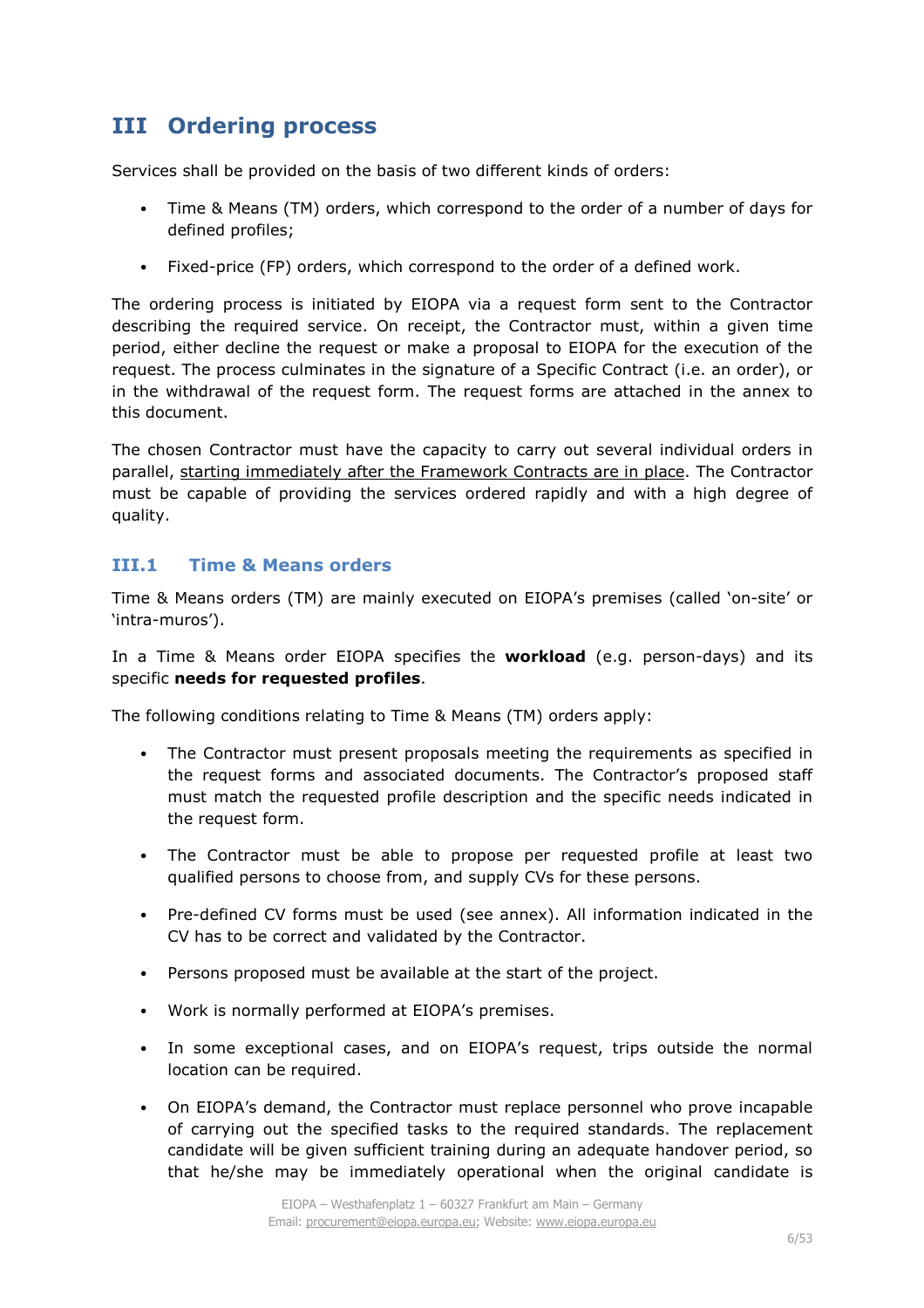# III Ordering process

Services shall be provided on the basis of two different kinds of orders:

- Time & Means (TM) orders, which correspond to the order of a number of days for defined profiles;
- Fixed-price (FP) orders, which correspond to the order of a defined work.

The ordering process is initiated by EIOPA via a request form sent to the Contractor describing the required service. On receipt, the Contractor must, within a given time period, either decline the request or make a proposal to EIOPA for the execution of the request. The process culminates in the signature of a Specific Contract (i.e. an order), or in the withdrawal of the request form. The request forms are attached in the annex to this document.

The chosen Contractor must have the capacity to carry out several individual orders in parallel, starting immediately after the Framework Contracts are in place. The Contractor must be capable of providing the services ordered rapidly and with a high degree of quality.

## III.1 Time & Means orders

Time & Means orders (TM) are mainly executed on EIOPA's premises (called 'on-site' or 'intra-muros').

In a Time & Means order EIOPA specifies the **workload** (e.g. person-days) and its specific **needs for requested profiles**.

The following conditions relating to Time & Means (TM) orders apply:

- The Contractor must present proposals meeting the requirements as specified in the request forms and associated documents. The Contractor's proposed staff must match the requested profile description and the specific needs indicated in the request form.
- The Contractor must be able to propose per requested profile at least two qualified persons to choose from, and supply CVs for these persons.
- Pre-defined CV forms must be used (see annex). All information indicated in the CV has to be correct and validated by the Contractor.
- Persons proposed must be available at the start of the project.
- Work is normally performed at EIOPA's premises.
- In some exceptional cases, and on EIOPA's request, trips outside the normal location can be required.
- On EIOPA's demand, the Contractor must replace personnel who prove incapable of carrying out the specified tasks to the required standards. The replacement candidate will be given sufficient training during an adequate handover period, so that he/she may be immediately operational when the original candidate is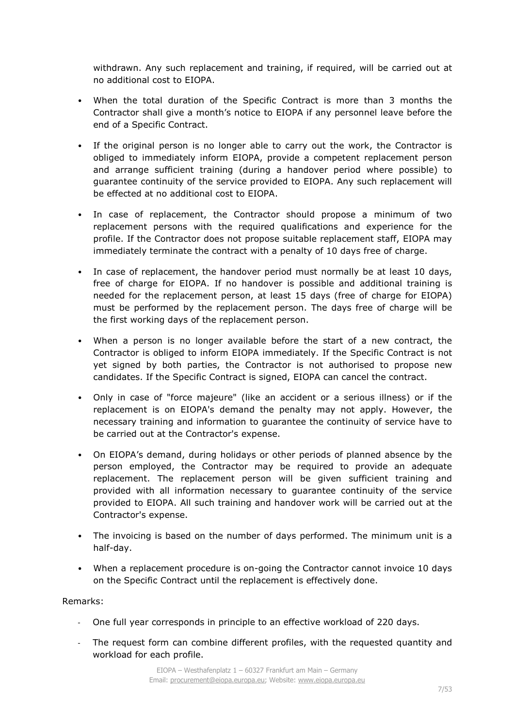withdrawn. Any such replacement and training, if required, will be carried out at no additional cost to EIOPA.

- When the total duration of the Specific Contract is more than 3 months the Contractor shall give a month's notice to EIOPA if any personnel leave before the end of a Specific Contract.
- If the original person is no longer able to carry out the work, the Contractor is obliged to immediately inform EIOPA, provide a competent replacement person and arrange sufficient training (during a handover period where possible) to guarantee continuity of the service provided to EIOPA. Any such replacement will be effected at no additional cost to EIOPA.
- In case of replacement, the Contractor should propose a minimum of two replacement persons with the required qualifications and experience for the profile. If the Contractor does not propose suitable replacement staff, EIOPA may immediately terminate the contract with a penalty of 10 days free of charge.
- In case of replacement, the handover period must normally be at least 10 days, free of charge for EIOPA. If no handover is possible and additional training is needed for the replacement person, at least 15 days (free of charge for EIOPA) must be performed by the replacement person. The days free of charge will be the first working days of the replacement person.
- When a person is no longer available before the start of a new contract, the Contractor is obliged to inform EIOPA immediately. If the Specific Contract is not yet signed by both parties, the Contractor is not authorised to propose new candidates. If the Specific Contract is signed, EIOPA can cancel the contract.
- Only in case of "force majeure" (like an accident or a serious illness) or if the replacement is on EIOPA's demand the penalty may not apply. However, the necessary training and information to guarantee the continuity of service have to be carried out at the Contractor's expense.
- On EIOPA's demand, during holidays or other periods of planned absence by the person employed, the Contractor may be required to provide an adequate replacement. The replacement person will be given sufficient training and provided with all information necessary to guarantee continuity of the service provided to EIOPA. All such training and handover work will be carried out at the Contractor's expense.
- The invoicing is based on the number of days performed. The minimum unit is a half-day.
- When a replacement procedure is on-going the Contractor cannot invoice 10 days on the Specific Contract until the replacement is effectively done.

Remarks:

- One full year corresponds in principle to an effective workload of 220 days.
- The request form can combine different profiles, with the requested quantity and workload for each profile.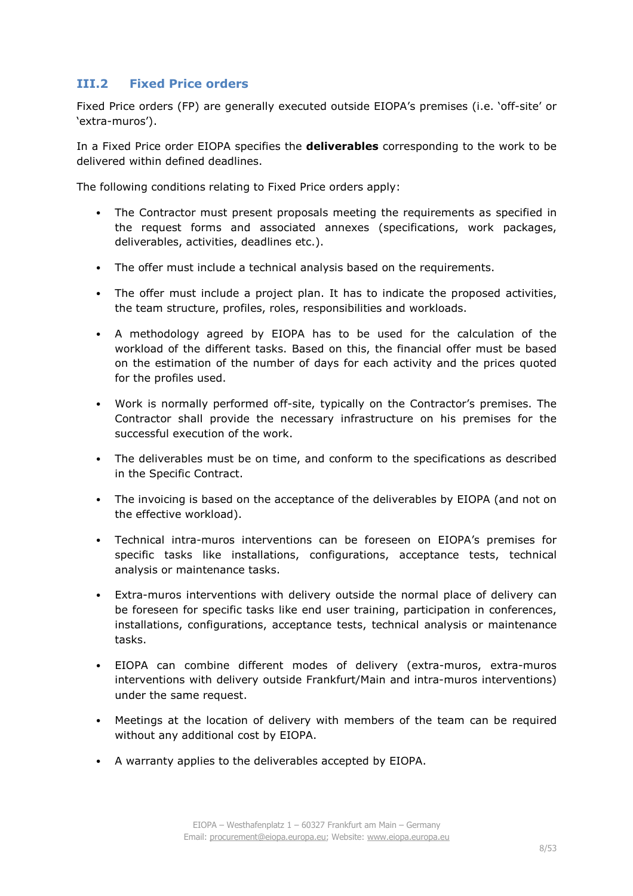## III.2 Fixed Price orders

Fixed Price orders (FP) are generally executed outside EIOPA's premises (i.e. 'off-site' or 'extra-muros').

In a Fixed Price order EIOPA specifies the **deliverables** corresponding to the work to be delivered within defined deadlines.

The following conditions relating to Fixed Price orders apply:

- The Contractor must present proposals meeting the requirements as specified in the request forms and associated annexes (specifications, work packages, deliverables, activities, deadlines etc.).
- The offer must include a technical analysis based on the requirements.
- The offer must include a project plan. It has to indicate the proposed activities, the team structure, profiles, roles, responsibilities and workloads.
- A methodology agreed by EIOPA has to be used for the calculation of the workload of the different tasks. Based on this, the financial offer must be based on the estimation of the number of days for each activity and the prices quoted for the profiles used.
- Work is normally performed off-site, typically on the Contractor's premises. The Contractor shall provide the necessary infrastructure on his premises for the successful execution of the work.
- The deliverables must be on time, and conform to the specifications as described in the Specific Contract.
- The invoicing is based on the acceptance of the deliverables by EIOPA (and not on the effective workload).
- Technical intra-muros interventions can be foreseen on EIOPA's premises for specific tasks like installations, configurations, acceptance tests, technical analysis or maintenance tasks.
- Extra-muros interventions with delivery outside the normal place of delivery can be foreseen for specific tasks like end user training, participation in conferences, installations, configurations, acceptance tests, technical analysis or maintenance tasks.
- EIOPA can combine different modes of delivery (extra-muros, extra-muros interventions with delivery outside Frankfurt/Main and intra-muros interventions) under the same request.
- Meetings at the location of delivery with members of the team can be required without any additional cost by EIOPA.
- A warranty applies to the deliverables accepted by EIOPA.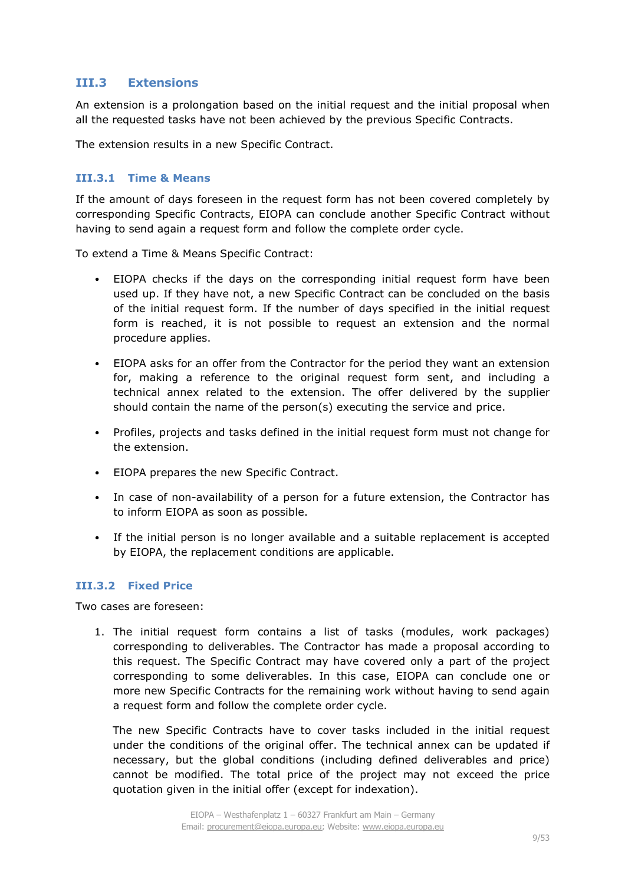## III.3 Extensions

An extension is a prolongation based on the initial request and the initial proposal when all the requested tasks have not been achieved by the previous Specific Contracts.

The extension results in a new Specific Contract.

### III.3.1 Time & Means

If the amount of days foreseen in the request form has not been covered completely by corresponding Specific Contracts, EIOPA can conclude another Specific Contract without having to send again a request form and follow the complete order cycle.

To extend a Time & Means Specific Contract:

- EIOPA checks if the days on the corresponding initial request form have been used up. If they have not, a new Specific Contract can be concluded on the basis of the initial request form. If the number of days specified in the initial request form is reached, it is not possible to request an extension and the normal procedure applies.
- EIOPA asks for an offer from the Contractor for the period they want an extension for, making a reference to the original request form sent, and including a technical annex related to the extension. The offer delivered by the supplier should contain the name of the person(s) executing the service and price.
- Profiles, projects and tasks defined in the initial request form must not change for the extension.
- EIOPA prepares the new Specific Contract.
- In case of non-availability of a person for a future extension, the Contractor has to inform EIOPA as soon as possible.
- If the initial person is no longer available and a suitable replacement is accepted by EIOPA, the replacement conditions are applicable.

### III.3.2 Fixed Price

Two cases are foreseen:

1. The initial request form contains a list of tasks (modules, work packages) corresponding to deliverables. The Contractor has made a proposal according to this request. The Specific Contract may have covered only a part of the project corresponding to some deliverables. In this case, EIOPA can conclude one or more new Specific Contracts for the remaining work without having to send again a request form and follow the complete order cycle.

   The new Specific Contracts have to cover tasks included in the initial request under the conditions of the original offer. The technical annex can be updated if necessary, but the global conditions (including defined deliverables and price) cannot be modified. The total price of the project may not exceed the price quotation given in the initial offer (except for indexation).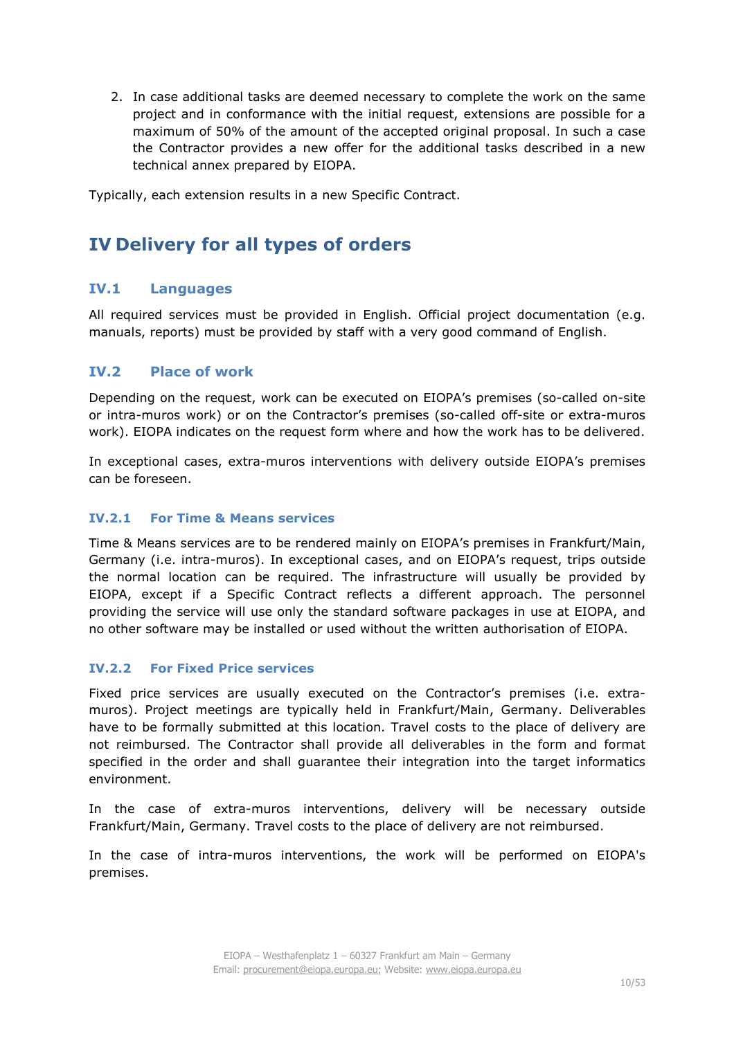2. In case additional tasks are deemed necessary to complete the work on the same project and in conformance with the initial request, extensions are possible for a maximum of 50% of the amount of the accepted original proposal. In such a case the Contractor provides a new offer for the additional tasks described in a new technical annex prepared by EIOPA.

Typically, each extension results in a new Specific Contract.

# IV Delivery for all types of orders

## IV.1 Languages

All required services must be provided in English. Official project documentation (e.g. manuals, reports) must be provided by staff with a very good command of English.

## IV.2 Place of work

Depending on the request, work can be executed on EIOPA's premises (so-called on-site or intra-muros work) or on the Contractor's premises (so-called off-site or extra-muros work). EIOPA indicates on the request form where and how the work has to be delivered.

In exceptional cases, extra-muros interventions with delivery outside EIOPA's premises can be foreseen.

### IV.2.1 For Time & Means services

Time & Means services are to be rendered mainly on EIOPA's premises in Frankfurt/Main, Germany (i.e. intra-muros). In exceptional cases, and on EIOPA's request, trips outside the normal location can be required. The infrastructure will usually be provided by EIOPA, except if a Specific Contract reflects a different approach. The personnel providing the service will use only the standard software packages in use at EIOPA, and no other software may be installed or used without the written authorisation of EIOPA.

### IV.2.2 For Fixed Price services

Fixed price services are usually executed on the Contractor's premises (i.e. extra-muros). Project meetings are typically held in Frankfurt/Main, Germany. Deliverables have to be formally submitted at this location. Travel costs to the place of delivery are not reimbursed. The Contractor shall provide all deliverables in the form and format specified in the order and shall guarantee their integration into the target informatics environment.

In the case of extra-muros interventions, delivery will be necessary outside Frankfurt/Main, Germany. Travel costs to the place of delivery are not reimbursed.

In the case of intra-muros interventions, the work will be performed on EIOPA's premises.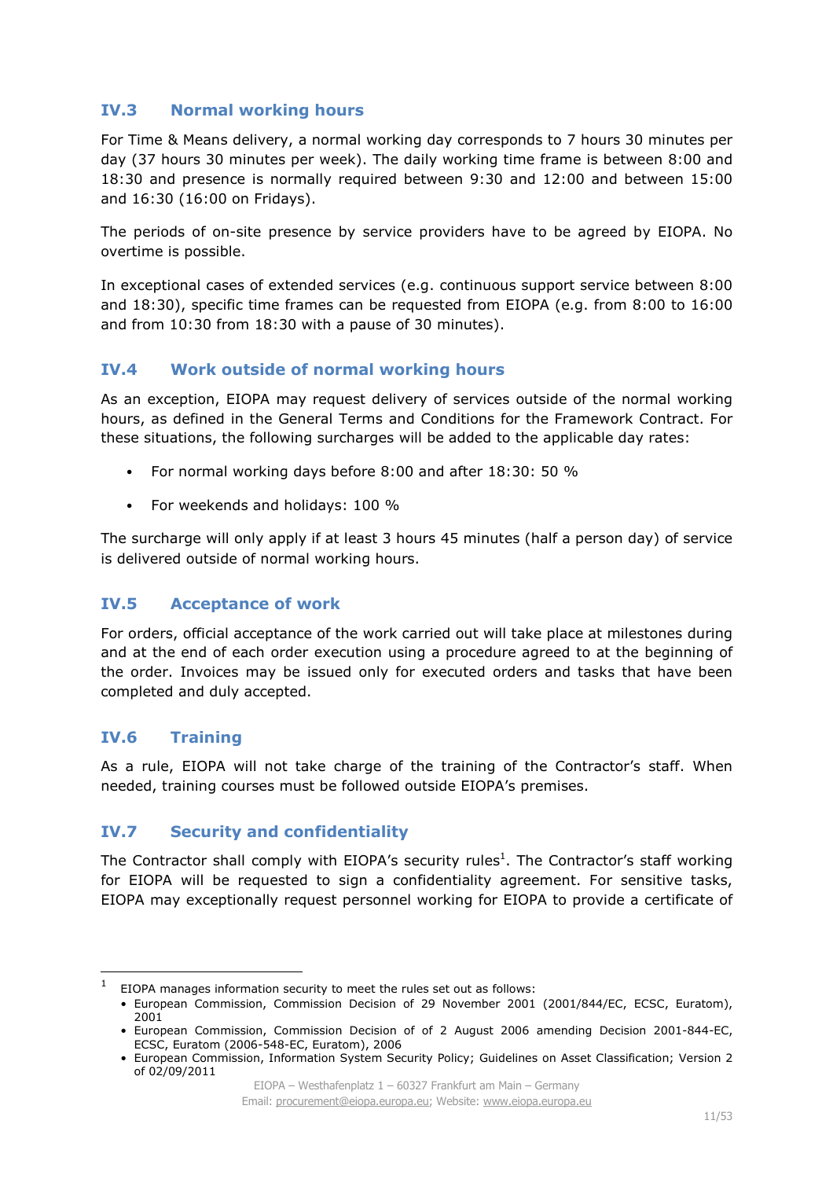## IV.3 Normal working hours

For Time & Means delivery, a normal working day corresponds to 7 hours 30 minutes per day (37 hours 30 minutes per week). The daily working time frame is between 8:00 and 18:30 and presence is normally required between 9:30 and 12:00 and between 15:00 and 16:30 (16:00 on Fridays).

The periods of on-site presence by service providers have to be agreed by EIOPA. No overtime is possible.

In exceptional cases of extended services (e.g. continuous support service between 8:00 and 18:30), specific time frames can be requested from EIOPA (e.g. from 8:00 to 16:00 and from 10:30 from 18:30 with a pause of 30 minutes).

## IV.4 Work outside of normal working hours

As an exception, EIOPA may request delivery of services outside of the normal working hours, as defined in the General Terms and Conditions for the Framework Contract. For these situations, the following surcharges will be added to the applicable day rates:

- For normal working days before 8:00 and after 18:30: 50 %
- For weekends and holidays: 100 %

The surcharge will only apply if at least 3 hours 45 minutes (half a person day) of service is delivered outside of normal working hours.

## IV.5 Acceptance of work

For orders, official acceptance of the work carried out will take place at milestones during and at the end of each order execution using a procedure agreed to at the beginning of the order. Invoices may be issued only for executed orders and tasks that have been completed and duly accepted.

## IV.6 Training

As a rule, EIOPA will not take charge of the training of the Contractor's staff. When needed, training courses must be followed outside EIOPA's premises.

## IV.7 Security and confidentiality

The Contractor shall comply with EIOPA's security rules[1]. The Contractor's staff working for EIOPA will be requested to sign a confidentiality agreement. For sensitive tasks, EIOPA may exceptionally request personnel working for EIOPA to provide a certificate of

---

[1] EIOPA manages information security to meet the rules set out as follows:
- European Commission, Commission Decision of 29 November 2001 (2001/844/EC, ECSC, Euratom), 2001
- European Commission, Commission Decision of of 2 August 2006 amending Decision 2001-844-EC, ECSC, Euratom (2006-548-EC, Euratom), 2006
- European Commission, Information System Security Policy; Guidelines on Asset Classification; Version 2 of 02/09/2011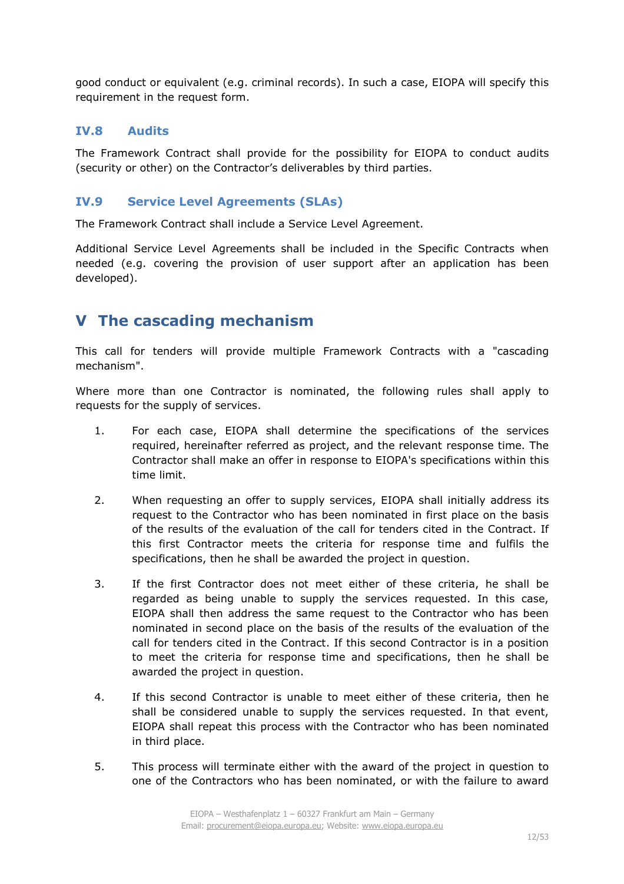good conduct or equivalent (e.g. criminal records). In such a case, EIOPA will specify this requirement in the request form.

### IV.8 Audits

The Framework Contract shall provide for the possibility for EIOPA to conduct audits (security or other) on the Contractor's deliverables by third parties.

### IV.9 Service Level Agreements (SLAs)

The Framework Contract shall include a Service Level Agreement.

Additional Service Level Agreements shall be included in the Specific Contracts when needed (e.g. covering the provision of user support after an application has been developed).

## V The cascading mechanism

This call for tenders will provide multiple Framework Contracts with a "cascading mechanism".

Where more than one Contractor is nominated, the following rules shall apply to requests for the supply of services.

1. For each case, EIOPA shall determine the specifications of the services required, hereinafter referred as project, and the relevant response time. The Contractor shall make an offer in response to EIOPA's specifications within this time limit.

2. When requesting an offer to supply services, EIOPA shall initially address its request to the Contractor who has been nominated in first place on the basis of the results of the evaluation of the call for tenders cited in the Contract. If this first Contractor meets the criteria for response time and fulfils the specifications, then he shall be awarded the project in question.

3. If the first Contractor does not meet either of these criteria, he shall be regarded as being unable to supply the services requested. In this case, EIOPA shall then address the same request to the Contractor who has been nominated in second place on the basis of the results of the evaluation of the call for tenders cited in the Contract. If this second Contractor is in a position to meet the criteria for response time and specifications, then he shall be awarded the project in question.

4. If this second Contractor is unable to meet either of these criteria, then he shall be considered unable to supply the services requested. In that event, EIOPA shall repeat this process with the Contractor who has been nominated in third place.

5. This process will terminate either with the award of the project in question to one of the Contractors who has been nominated, or with the failure to award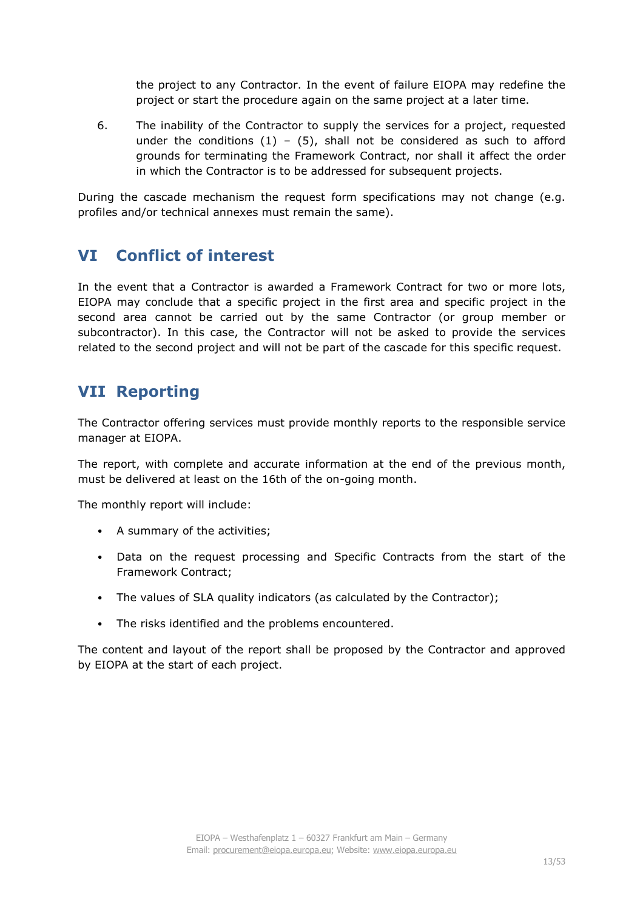the project to any Contractor. In the event of failure EIOPA may redefine the project or start the procedure again on the same project at a later time.

6. The inability of the Contractor to supply the services for a project, requested under the conditions (1) – (5), shall not be considered as such to afford grounds for terminating the Framework Contract, nor shall it affect the order in which the Contractor is to be addressed for subsequent projects.

During the cascade mechanism the request form specifications may not change (e.g. profiles and/or technical annexes must remain the same).

## VI Conflict of interest

In the event that a Contractor is awarded a Framework Contract for two or more lots, EIOPA may conclude that a specific project in the first area and specific project in the second area cannot be carried out by the same Contractor (or group member or subcontractor). In this case, the Contractor will not be asked to provide the services related to the second project and will not be part of the cascade for this specific request.

## VII Reporting

The Contractor offering services must provide monthly reports to the responsible service manager at EIOPA.

The report, with complete and accurate information at the end of the previous month, must be delivered at least on the 16th of the on-going month.

The monthly report will include:

- A summary of the activities;
- Data on the request processing and Specific Contracts from the start of the Framework Contract;
- The values of SLA quality indicators (as calculated by the Contractor);
- The risks identified and the problems encountered.

The content and layout of the report shall be proposed by the Contractor and approved by EIOPA at the start of each project.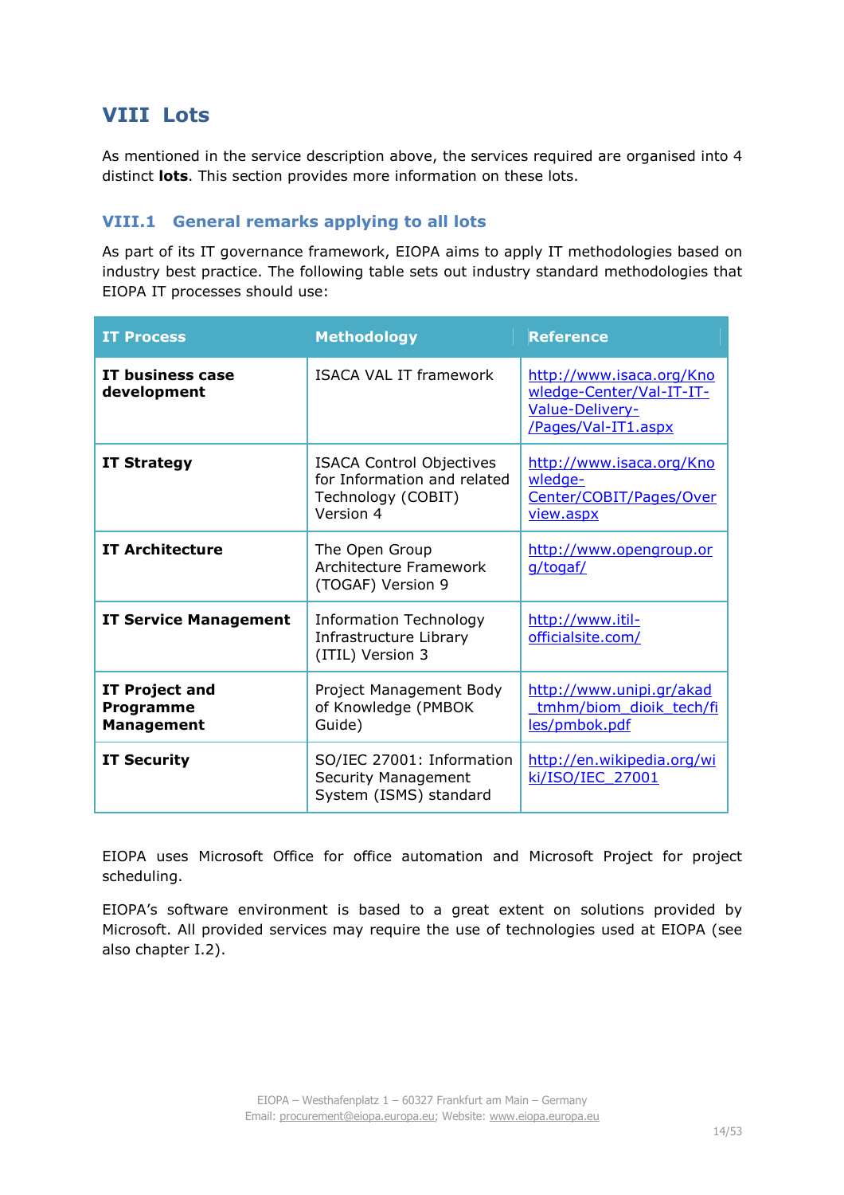# VIII Lots

As mentioned in the service description above, the services required are organised into 4 distinct **lots**. This section provides more information on these lots.

## VIII.1 General remarks applying to all lots

As part of its IT governance framework, EIOPA aims to apply IT methodologies based on industry best practice. The following table sets out industry standard methodologies that EIOPA IT processes should use:

| IT Process | Methodology | Reference |
|---|---|---|
| **IT business case development** | ISACA VAL IT framework | http://www.isaca.org/Knowledge-Center/Val-IT-IT-Value-Delivery-/Pages/Val-IT1.aspx |
| **IT Strategy** | ISACA Control Objectives for Information and related Technology (COBIT) Version 4 | http://www.isaca.org/Knowledge-Center/COBIT/Pages/Overview.aspx |
| **IT Architecture** | The Open Group Architecture Framework (TOGAF) Version 9 | http://www.opengroup.org/togaf/ |
| **IT Service Management** | Information Technology Infrastructure Library (ITIL) Version 3 | http://www.itil-officialsite.com/ |
| **IT Project and Programme Management** | Project Management Body of Knowledge (PMBOK Guide) | http://www.unipi.gr/akad_tmhm/biom_dioik_tech/files/pmbok.pdf |
| **IT Security** | SO/IEC 27001: Information Security Management System (ISMS) standard | http://en.wikipedia.org/wiki/ISO/IEC_27001 |

EIOPA uses Microsoft Office for office automation and Microsoft Project for project scheduling.

EIOPA's software environment is based to a great extent on solutions provided by Microsoft. All provided services may require the use of technologies used at EIOPA (see also chapter I.2).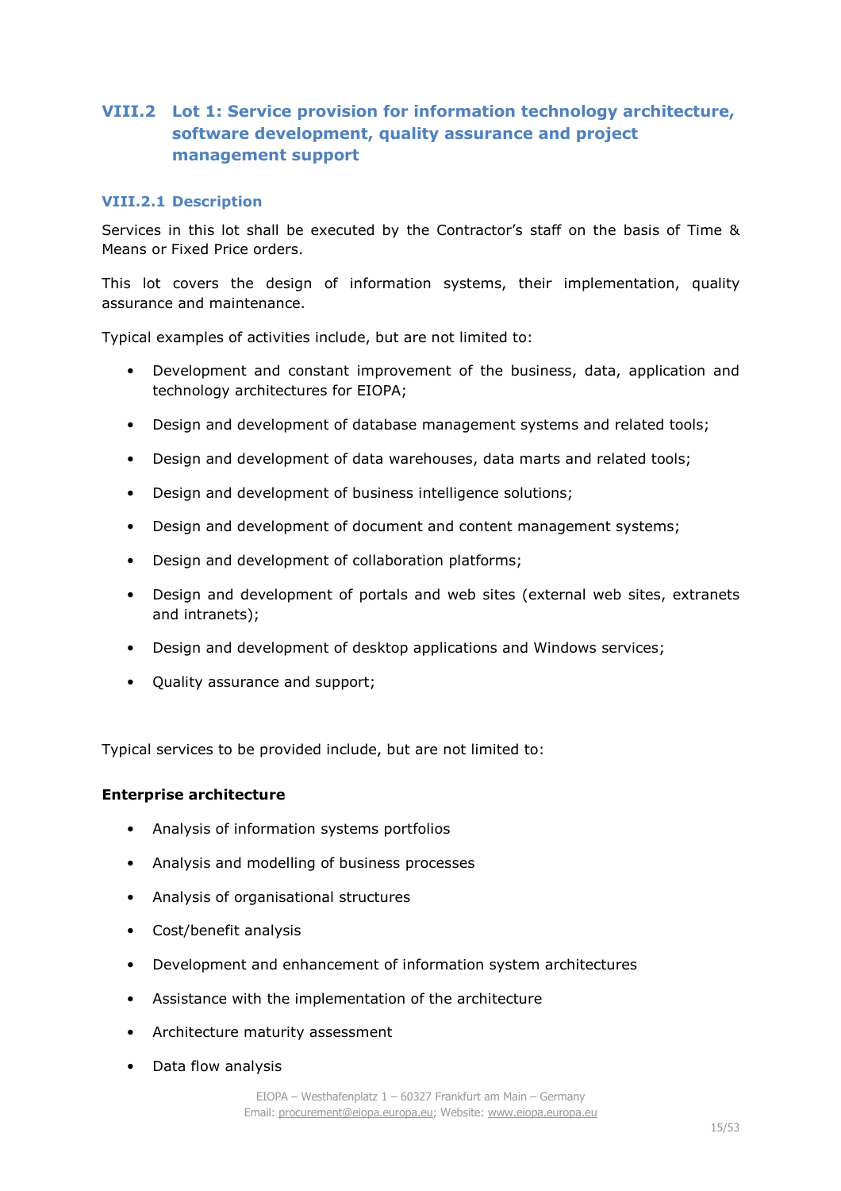## VIII.2 Lot 1: Service provision for information technology architecture, software development, quality assurance and project management support

### VIII.2.1 Description

Services in this lot shall be executed by the Contractor's staff on the basis of Time & Means or Fixed Price orders.

This lot covers the design of information systems, their implementation, quality assurance and maintenance.

Typical examples of activities include, but are not limited to:

- Development and constant improvement of the business, data, application and technology architectures for EIOPA;
- Design and development of database management systems and related tools;
- Design and development of data warehouses, data marts and related tools;
- Design and development of business intelligence solutions;
- Design and development of document and content management systems;
- Design and development of collaboration platforms;
- Design and development of portals and web sites (external web sites, extranets and intranets);
- Design and development of desktop applications and Windows services;
- Quality assurance and support;

Typical services to be provided include, but are not limited to:

**Enterprise architecture**

- Analysis of information systems portfolios
- Analysis and modelling of business processes
- Analysis of organisational structures
- Cost/benefit analysis
- Development and enhancement of information system architectures
- Assistance with the implementation of the architecture
- Architecture maturity assessment
- Data flow analysis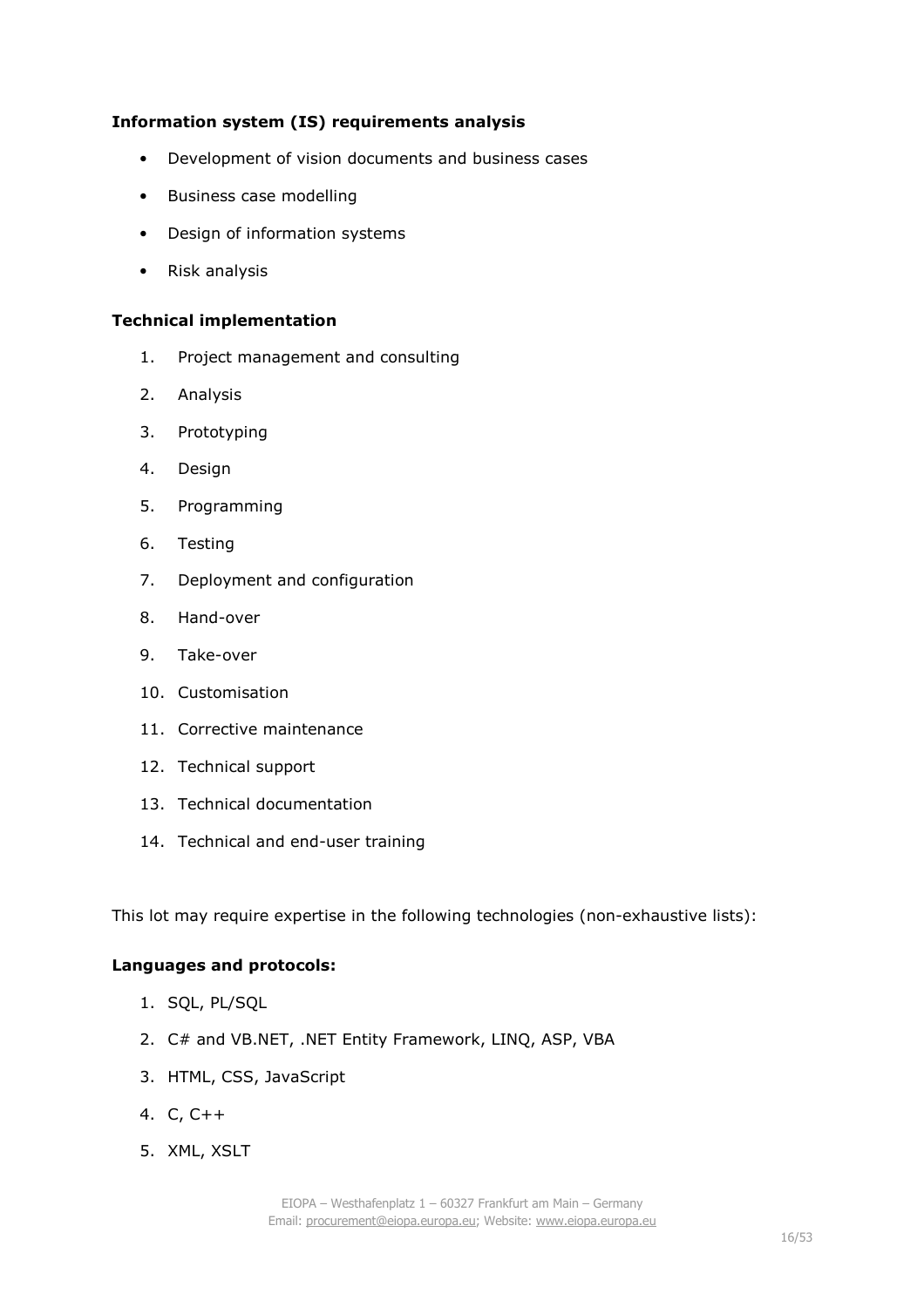**Information system (IS) requirements analysis**

- Development of vision documents and business cases
- Business case modelling
- Design of information systems
- Risk analysis

**Technical implementation**

1. Project management and consulting
2. Analysis
3. Prototyping
4. Design
5. Programming
6. Testing
7. Deployment and configuration
8. Hand-over
9. Take-over
10. Customisation
11. Corrective maintenance
12. Technical support
13. Technical documentation
14. Technical and end-user training

This lot may require expertise in the following technologies (non-exhaustive lists):

**Languages and protocols:**

1. SQL, PL/SQL
2. C# and VB.NET, .NET Entity Framework, LINQ, ASP, VBA
3. HTML, CSS, JavaScript
4. C, C++
5. XML, XSLT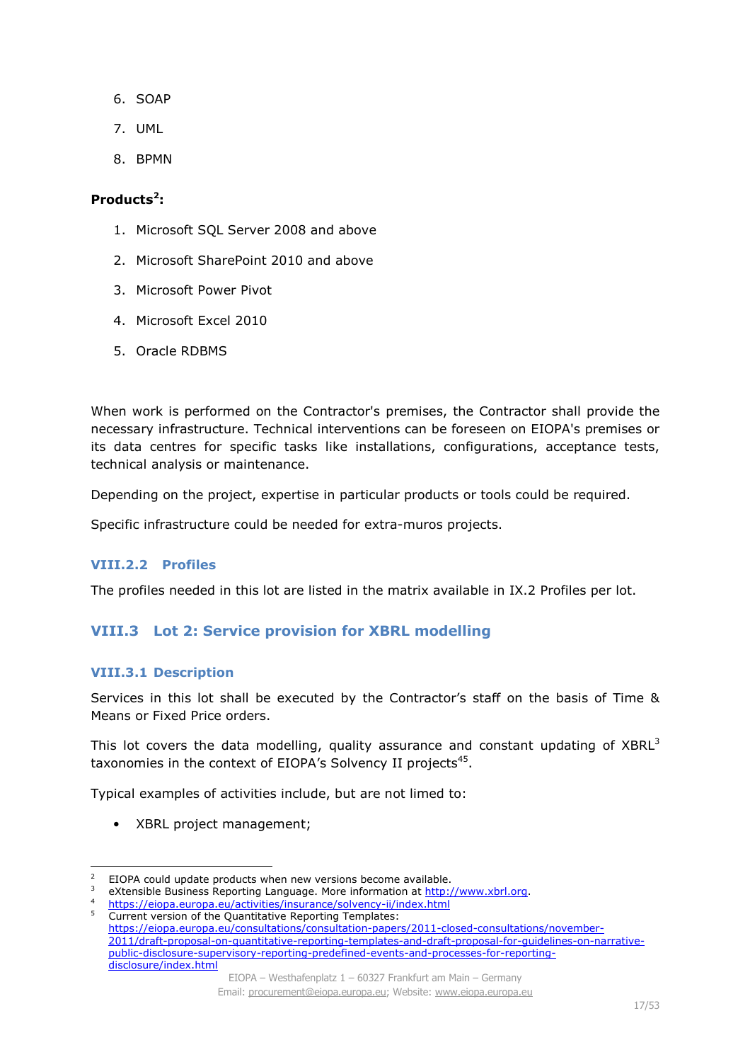6. SOAP
7. UML
8. BPMN

**Products[2]:**

1. Microsoft SQL Server 2008 and above
2. Microsoft SharePoint 2010 and above
3. Microsoft Power Pivot
4. Microsoft Excel 2010
5. Oracle RDBMS

When work is performed on the Contractor's premises, the Contractor shall provide the necessary infrastructure. Technical interventions can be foreseen on EIOPA's premises or its data centres for specific tasks like installations, configurations, acceptance tests, technical analysis or maintenance.

Depending on the project, expertise in particular products or tools could be required.

Specific infrastructure could be needed for extra-muros projects.

#### VIII.2.2 Profiles

The profiles needed in this lot are listed in the matrix available in IX.2 Profiles per lot.

### VIII.3 Lot 2: Service provision for XBRL modelling

#### VIII.3.1 Description

Services in this lot shall be executed by the Contractor's staff on the basis of Time & Means or Fixed Price orders.

This lot covers the data modelling, quality assurance and constant updating of XBRL[3] taxonomies in the context of EIOPA's Solvency II projects[4][5].

Typical examples of activities include, but are not limed to:

- XBRL project management;

---

[2] EIOPA could update products when new versions become available.

[3] eXtensible Business Reporting Language. More information at http://www.xbrl.org.

[4] https://eiopa.europa.eu/activities/insurance/solvency-ii/index.html

[5] Current version of the Quantitative Reporting Templates: https://eiopa.europa.eu/consultations/consultation-papers/2011-closed-consultations/november-2011/draft-proposal-on-quantitative-reporting-templates-and-draft-proposal-for-guidelines-on-narrative-public-disclosure-supervisory-reporting-predefined-events-and-processes-for-reporting-disclosure/index.html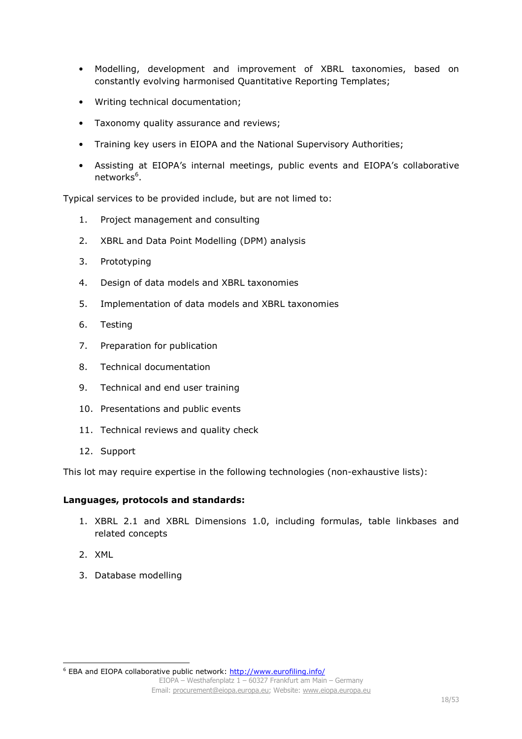- Modelling, development and improvement of XBRL taxonomies, based on constantly evolving harmonised Quantitative Reporting Templates;
- Writing technical documentation;
- Taxonomy quality assurance and reviews;
- Training key users in EIOPA and the National Supervisory Authorities;
- Assisting at EIOPA's internal meetings, public events and EIOPA's collaborative networks[6].

Typical services to be provided include, but are not limed to:

1. Project management and consulting
2. XBRL and Data Point Modelling (DPM) analysis
3. Prototyping
4. Design of data models and XBRL taxonomies
5. Implementation of data models and XBRL taxonomies
6. Testing
7. Preparation for publication
8. Technical documentation
9. Technical and end user training
10. Presentations and public events
11. Technical reviews and quality check
12. Support

This lot may require expertise in the following technologies (non-exhaustive lists):

**Languages, protocols and standards:**

1. XBRL 2.1 and XBRL Dimensions 1.0, including formulas, table linkbases and related concepts
2. XML
3. Database modelling

[6] EBA and EIOPA collaborative public network: http://www.eurofiling.info/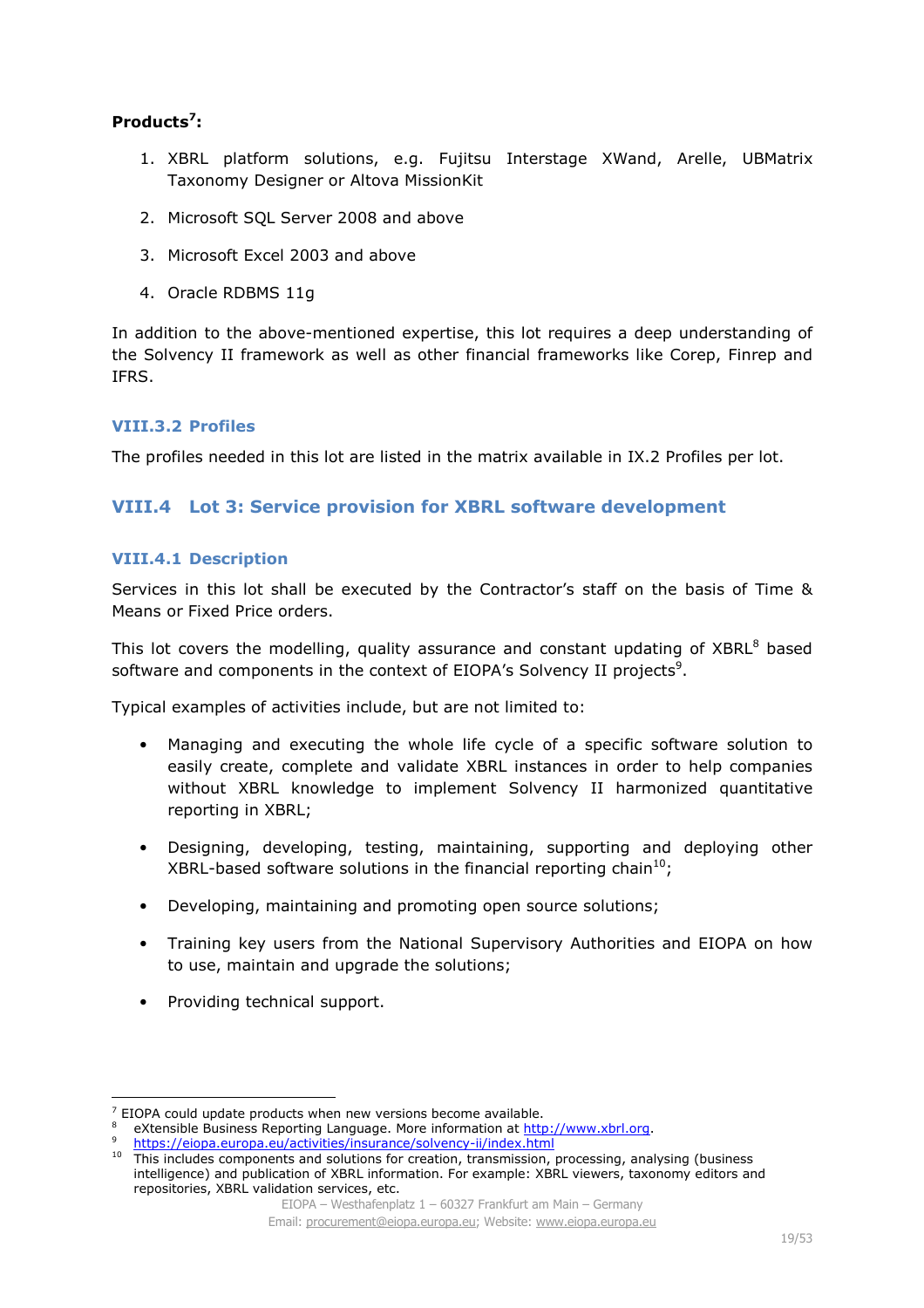**Products**[7]**:**

1. XBRL platform solutions, e.g. Fujitsu Interstage XWand, Arelle, UBMatrix Taxonomy Designer or Altova MissionKit
2. Microsoft SQL Server 2008 and above
3. Microsoft Excel 2003 and above
4. Oracle RDBMS 11g

In addition to the above-mentioned expertise, this lot requires a deep understanding of the Solvency II framework as well as other financial frameworks like Corep, Finrep and IFRS.

### VIII.3.2 Profiles

The profiles needed in this lot are listed in the matrix available in IX.2 Profiles per lot.

## VIII.4 Lot 3: Service provision for XBRL software development

### VIII.4.1 Description

Services in this lot shall be executed by the Contractor's staff on the basis of Time & Means or Fixed Price orders.

This lot covers the modelling, quality assurance and constant updating of XBRL[8] based software and components in the context of EIOPA's Solvency II projects[9].

Typical examples of activities include, but are not limited to:

- Managing and executing the whole life cycle of a specific software solution to easily create, complete and validate XBRL instances in order to help companies without XBRL knowledge to implement Solvency II harmonized quantitative reporting in XBRL;
- Designing, developing, testing, maintaining, supporting and deploying other XBRL-based software solutions in the financial reporting chain[10];
- Developing, maintaining and promoting open source solutions;
- Training key users from the National Supervisory Authorities and EIOPA on how to use, maintain and upgrade the solutions;
- Providing technical support.

---

[7] EIOPA could update products when new versions become available.

[8] eXtensible Business Reporting Language. More information at http://www.xbrl.org.

[9] https://eiopa.europa.eu/activities/insurance/solvency-ii/index.html

[10] This includes components and solutions for creation, transmission, processing, analysing (business intelligence) and publication of XBRL information. For example: XBRL viewers, taxonomy editors and repositories, XBRL validation services, etc.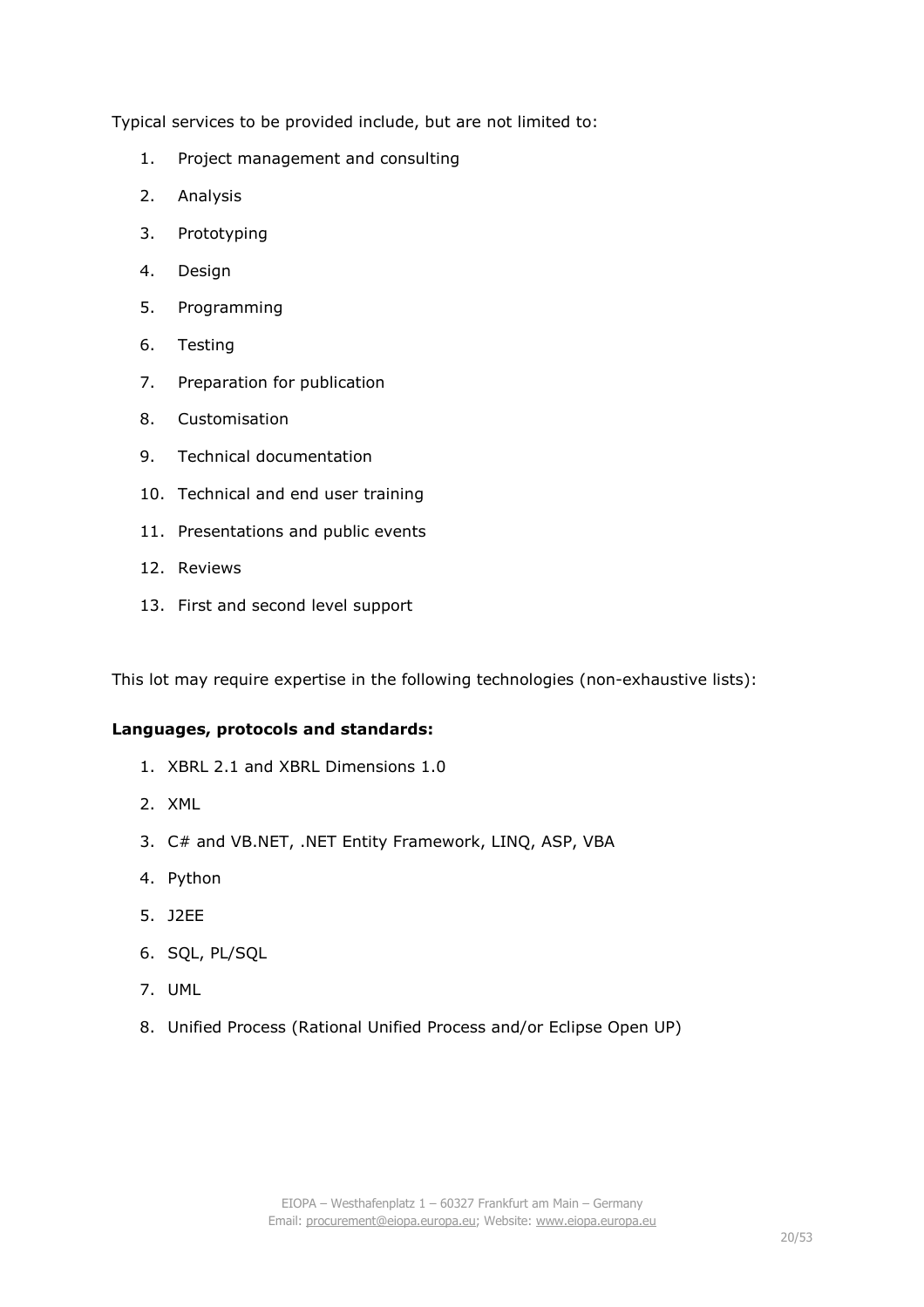Typical services to be provided include, but are not limited to:

1. Project management and consulting
2. Analysis
3. Prototyping
4. Design
5. Programming
6. Testing
7. Preparation for publication
8. Customisation
9. Technical documentation
10. Technical and end user training
11. Presentations and public events
12. Reviews
13. First and second level support

This lot may require expertise in the following technologies (non-exhaustive lists):

**Languages, protocols and standards:**

1. XBRL 2.1 and XBRL Dimensions 1.0
2. XML
3. C# and VB.NET, .NET Entity Framework, LINQ, ASP, VBA
4. Python
5. J2EE
6. SQL, PL/SQL
7. UML
8. Unified Process (Rational Unified Process and/or Eclipse Open UP)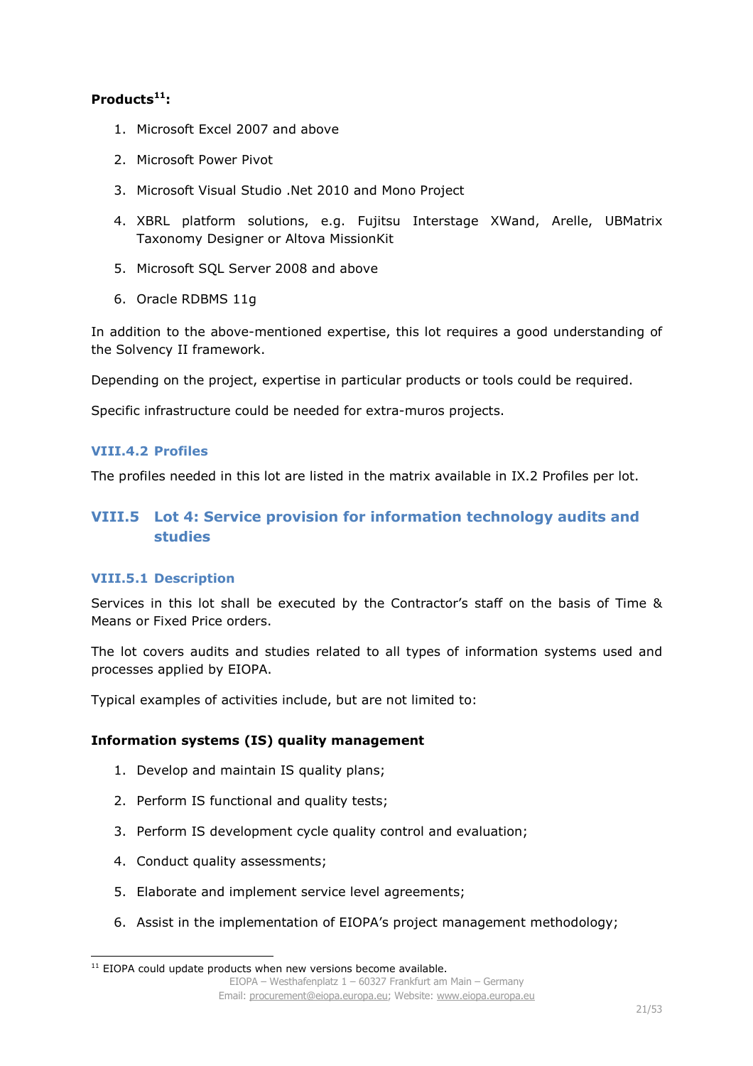**Products[11]:**

1. Microsoft Excel 2007 and above
2. Microsoft Power Pivot
3. Microsoft Visual Studio .Net 2010 and Mono Project
4. XBRL platform solutions, e.g. Fujitsu Interstage XWand, Arelle, UBMatrix Taxonomy Designer or Altova MissionKit
5. Microsoft SQL Server 2008 and above
6. Oracle RDBMS 11g

In addition to the above-mentioned expertise, this lot requires a good understanding of the Solvency II framework.

Depending on the project, expertise in particular products or tools could be required.

Specific infrastructure could be needed for extra-muros projects.

#### VIII.4.2 Profiles

The profiles needed in this lot are listed in the matrix available in IX.2 Profiles per lot.

### VIII.5 Lot 4: Service provision for information technology audits and studies

#### VIII.5.1 Description

Services in this lot shall be executed by the Contractor's staff on the basis of Time & Means or Fixed Price orders.

The lot covers audits and studies related to all types of information systems used and processes applied by EIOPA.

Typical examples of activities include, but are not limited to:

**Information systems (IS) quality management**

1. Develop and maintain IS quality plans;
2. Perform IS functional and quality tests;
3. Perform IS development cycle quality control and evaluation;
4. Conduct quality assessments;
5. Elaborate and implement service level agreements;
6. Assist in the implementation of EIOPA's project management methodology;

---

[11] EIOPA could update products when new versions become available.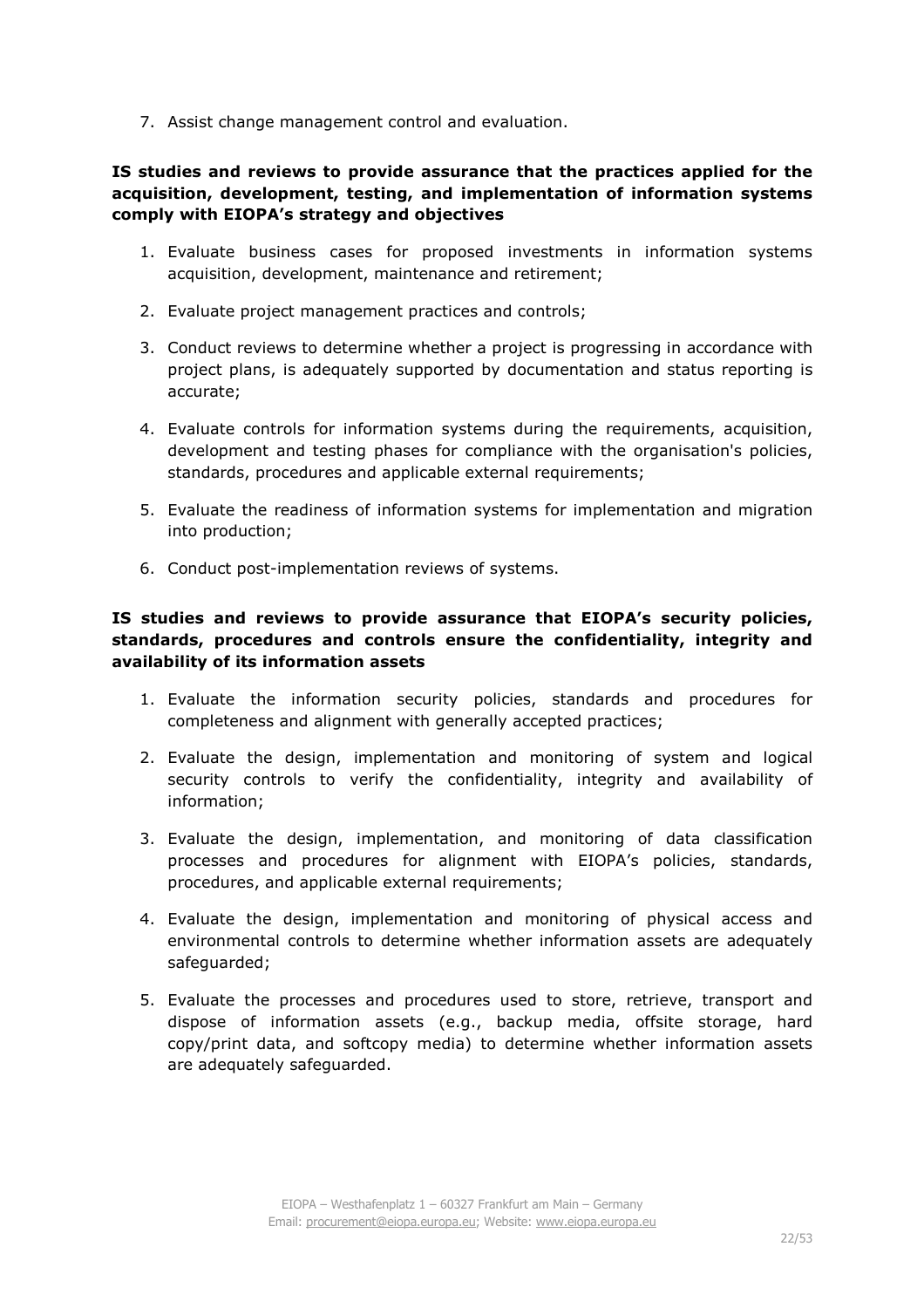7. Assist change management control and evaluation.

**IS studies and reviews to provide assurance that the practices applied for the acquisition, development, testing, and implementation of information systems comply with EIOPA's strategy and objectives**

1. Evaluate business cases for proposed investments in information systems acquisition, development, maintenance and retirement;
2. Evaluate project management practices and controls;
3. Conduct reviews to determine whether a project is progressing in accordance with project plans, is adequately supported by documentation and status reporting is accurate;
4. Evaluate controls for information systems during the requirements, acquisition, development and testing phases for compliance with the organisation's policies, standards, procedures and applicable external requirements;
5. Evaluate the readiness of information systems for implementation and migration into production;
6. Conduct post-implementation reviews of systems.

**IS studies and reviews to provide assurance that EIOPA's security policies, standards, procedures and controls ensure the confidentiality, integrity and availability of its information assets**

1. Evaluate the information security policies, standards and procedures for completeness and alignment with generally accepted practices;
2. Evaluate the design, implementation and monitoring of system and logical security controls to verify the confidentiality, integrity and availability of information;
3. Evaluate the design, implementation, and monitoring of data classification processes and procedures for alignment with EIOPA's policies, standards, procedures, and applicable external requirements;
4. Evaluate the design, implementation and monitoring of physical access and environmental controls to determine whether information assets are adequately safeguarded;
5. Evaluate the processes and procedures used to store, retrieve, transport and dispose of information assets (e.g., backup media, offsite storage, hard copy/print data, and softcopy media) to determine whether information assets are adequately safeguarded.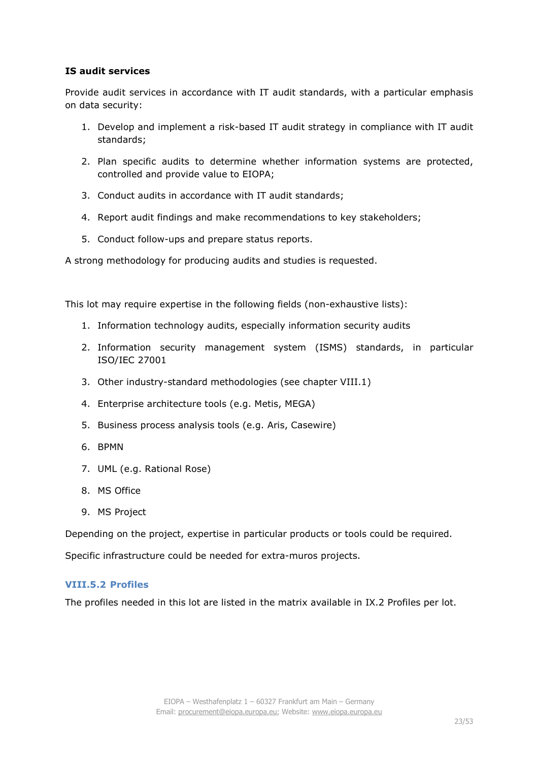**IS audit services**

Provide audit services in accordance with IT audit standards, with a particular emphasis on data security:

1. Develop and implement a risk-based IT audit strategy in compliance with IT audit standards;
2. Plan specific audits to determine whether information systems are protected, controlled and provide value to EIOPA;
3. Conduct audits in accordance with IT audit standards;
4. Report audit findings and make recommendations to key stakeholders;
5. Conduct follow-ups and prepare status reports.

A strong methodology for producing audits and studies is requested.

This lot may require expertise in the following fields (non-exhaustive lists):

1. Information technology audits, especially information security audits
2. Information security management system (ISMS) standards, in particular ISO/IEC 27001
3. Other industry-standard methodologies (see chapter VIII.1)
4. Enterprise architecture tools (e.g. Metis, MEGA)
5. Business process analysis tools (e.g. Aris, Casewire)
6. BPMN
7. UML (e.g. Rational Rose)
8. MS Office
9. MS Project

Depending on the project, expertise in particular products or tools could be required.

Specific infrastructure could be needed for extra-muros projects.

### VIII.5.2 Profiles

The profiles needed in this lot are listed in the matrix available in IX.2 Profiles per lot.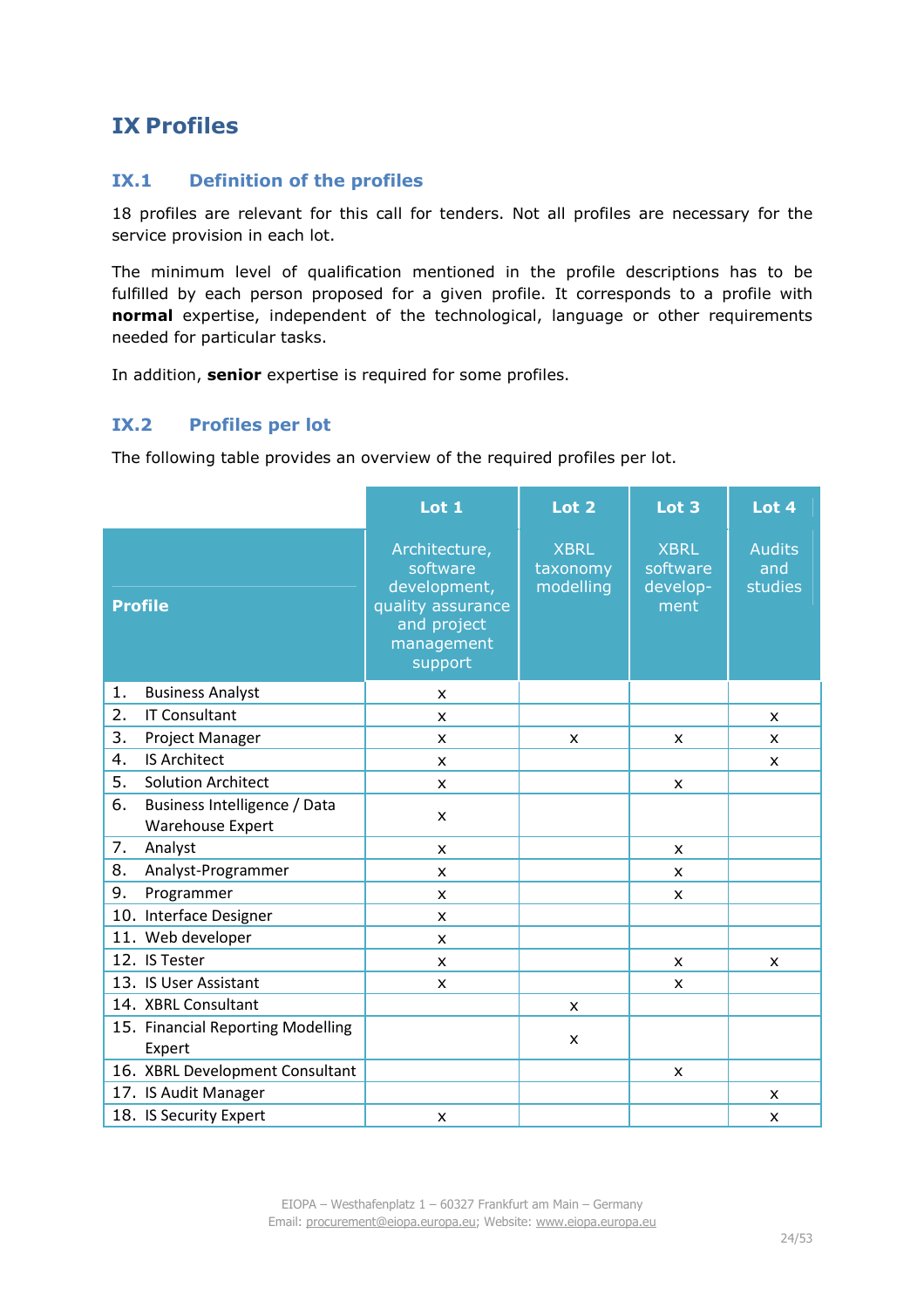# IX Profiles

## IX.1 Definition of the profiles

18 profiles are relevant for this call for tenders. Not all profiles are necessary for the service provision in each lot.

The minimum level of qualification mentioned in the profile descriptions has to be fulfilled by each person proposed for a given profile. It corresponds to a profile with **normal** expertise, independent of the technological, language or other requirements needed for particular tasks.

In addition, **senior** expertise is required for some profiles.

## IX.2 Profiles per lot

The following table provides an overview of the required profiles per lot.

| | Lot 1 | Lot 2 | Lot 3 | Lot 4 |
|---|---|---|---|---|
| **Profile** | Architecture, software development, quality assurance and project management support | XBRL taxonomy modelling | XBRL software development | Audits and studies |
| 1. Business Analyst | x | | | |
| 2. IT Consultant | x | | | x |
| 3. Project Manager | x | x | x | x |
| 4. IS Architect | x | | | x |
| 5. Solution Architect | x | | x | |
| 6. Business Intelligence / Data Warehouse Expert | x | | | |
| 7. Analyst | x | | x | |
| 8. Analyst-Programmer | x | | x | |
| 9. Programmer | x | | x | |
| 10. Interface Designer | x | | | |
| 11. Web developer | x | | | |
| 12. IS Tester | x | | x | x |
| 13. IS User Assistant | x | | x | |
| 14. XBRL Consultant | | x | | |
| 15. Financial Reporting Modelling Expert | | x | | |
| 16. XBRL Development Consultant | | | x | |
| 17. IS Audit Manager | | | | x |
| 18. IS Security Expert | x | | | x |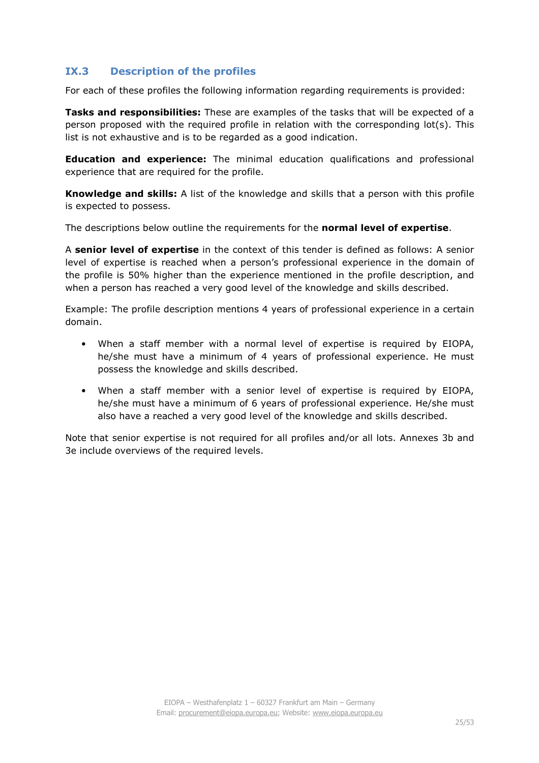## IX.3 Description of the profiles

For each of these profiles the following information regarding requirements is provided:

**Tasks and responsibilities:** These are examples of the tasks that will be expected of a person proposed with the required profile in relation with the corresponding lot(s). This list is not exhaustive and is to be regarded as a good indication.

**Education and experience:** The minimal education qualifications and professional experience that are required for the profile.

**Knowledge and skills:** A list of the knowledge and skills that a person with this profile is expected to possess.

The descriptions below outline the requirements for the **normal level of expertise**.

A **senior level of expertise** in the context of this tender is defined as follows: A senior level of expertise is reached when a person's professional experience in the domain of the profile is 50% higher than the experience mentioned in the profile description, and when a person has reached a very good level of the knowledge and skills described.

Example: The profile description mentions 4 years of professional experience in a certain domain.

- When a staff member with a normal level of expertise is required by EIOPA, he/she must have a minimum of 4 years of professional experience. He must possess the knowledge and skills described.
- When a staff member with a senior level of expertise is required by EIOPA, he/she must have a minimum of 6 years of professional experience. He/she must also have a reached a very good level of the knowledge and skills described.

Note that senior expertise is not required for all profiles and/or all lots. Annexes 3b and 3e include overviews of the required levels.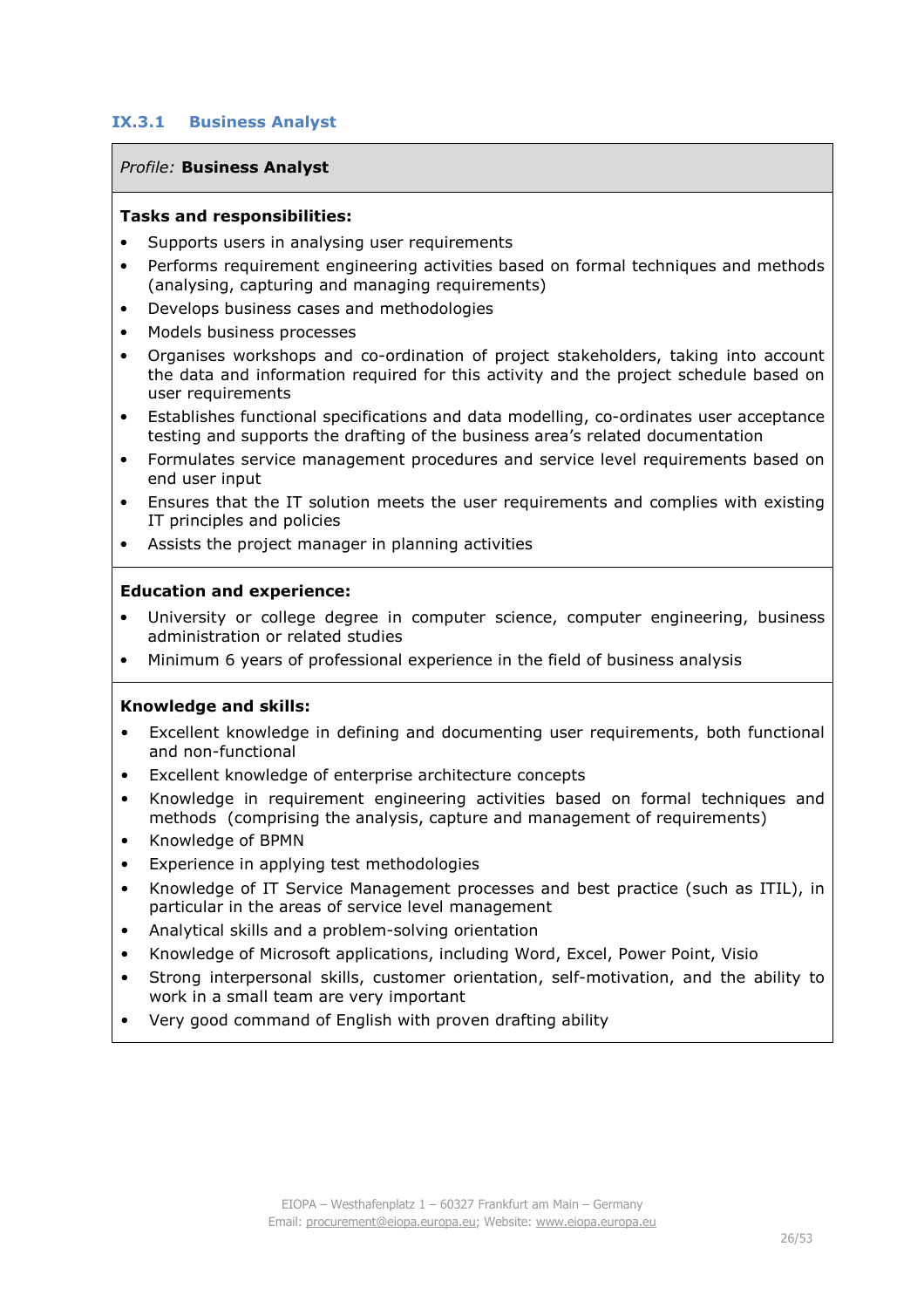### IX.3.1 Business Analyst

*Profile:* **Business Analyst**

**Tasks and responsibilities:**

- Supports users in analysing user requirements
- Performs requirement engineering activities based on formal techniques and methods (analysing, capturing and managing requirements)
- Develops business cases and methodologies
- Models business processes
- Organises workshops and co-ordination of project stakeholders, taking into account the data and information required for this activity and the project schedule based on user requirements
- Establishes functional specifications and data modelling, co-ordinates user acceptance testing and supports the drafting of the business area's related documentation
- Formulates service management procedures and service level requirements based on end user input
- Ensures that the IT solution meets the user requirements and complies with existing IT principles and policies
- Assists the project manager in planning activities

**Education and experience:**

- University or college degree in computer science, computer engineering, business administration or related studies
- Minimum 6 years of professional experience in the field of business analysis

**Knowledge and skills:**

- Excellent knowledge in defining and documenting user requirements, both functional and non-functional
- Excellent knowledge of enterprise architecture concepts
- Knowledge in requirement engineering activities based on formal techniques and methods (comprising the analysis, capture and management of requirements)
- Knowledge of BPMN
- Experience in applying test methodologies
- Knowledge of IT Service Management processes and best practice (such as ITIL), in particular in the areas of service level management
- Analytical skills and a problem-solving orientation
- Knowledge of Microsoft applications, including Word, Excel, Power Point, Visio
- Strong interpersonal skills, customer orientation, self-motivation, and the ability to work in a small team are very important
- Very good command of English with proven drafting ability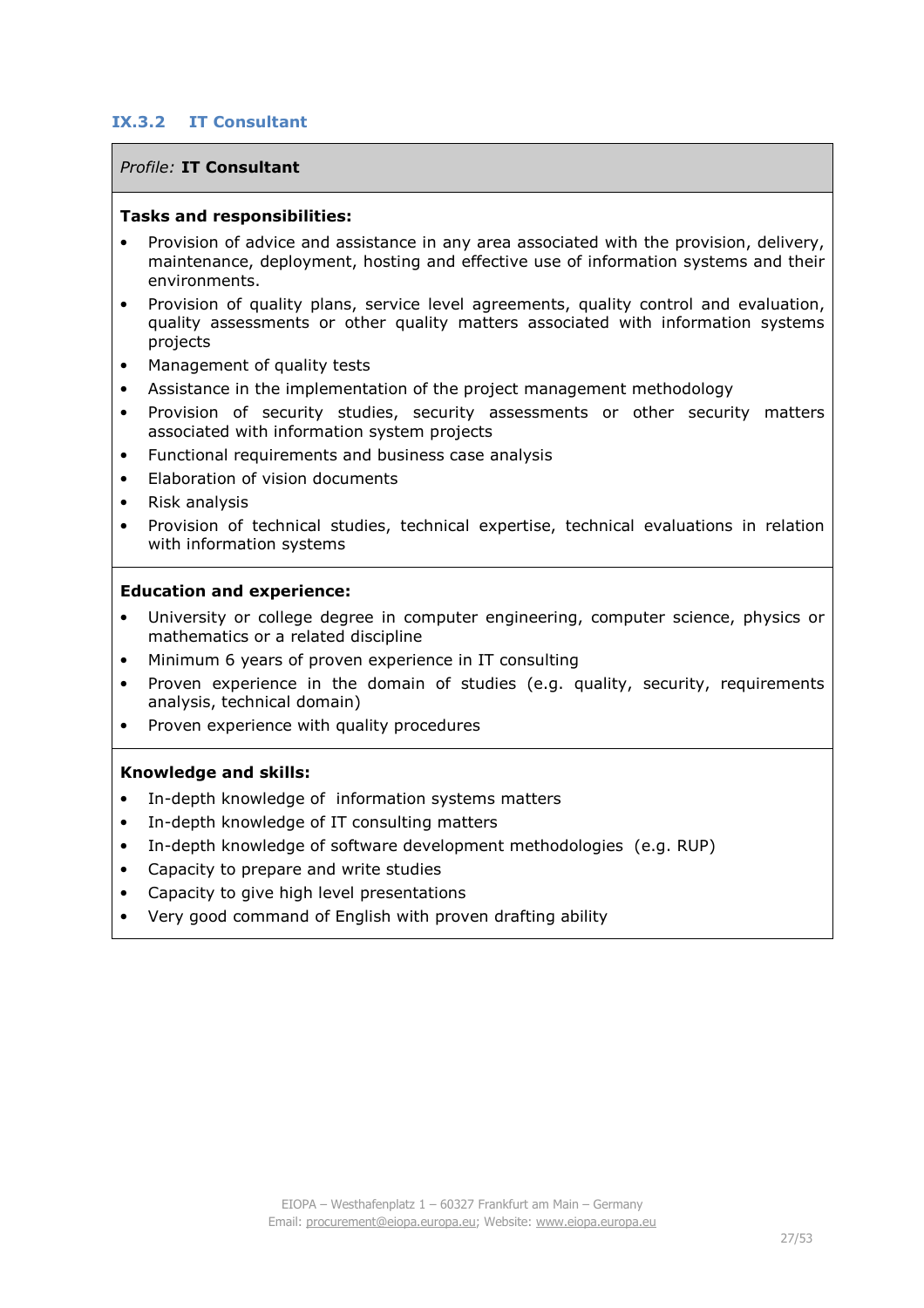### IX.3.2 IT Consultant

*Profile:* **IT Consultant**

**Tasks and responsibilities:**

- Provision of advice and assistance in any area associated with the provision, delivery, maintenance, deployment, hosting and effective use of information systems and their environments.
- Provision of quality plans, service level agreements, quality control and evaluation, quality assessments or other quality matters associated with information systems projects
- Management of quality tests
- Assistance in the implementation of the project management methodology
- Provision of security studies, security assessments or other security matters associated with information system projects
- Functional requirements and business case analysis
- Elaboration of vision documents
- Risk analysis
- Provision of technical studies, technical expertise, technical evaluations in relation with information systems

**Education and experience:**

- University or college degree in computer engineering, computer science, physics or mathematics or a related discipline
- Minimum 6 years of proven experience in IT consulting
- Proven experience in the domain of studies (e.g. quality, security, requirements analysis, technical domain)
- Proven experience with quality procedures

**Knowledge and skills:**

- In-depth knowledge of information systems matters
- In-depth knowledge of IT consulting matters
- In-depth knowledge of software development methodologies (e.g. RUP)
- Capacity to prepare and write studies
- Capacity to give high level presentations
- Very good command of English with proven drafting ability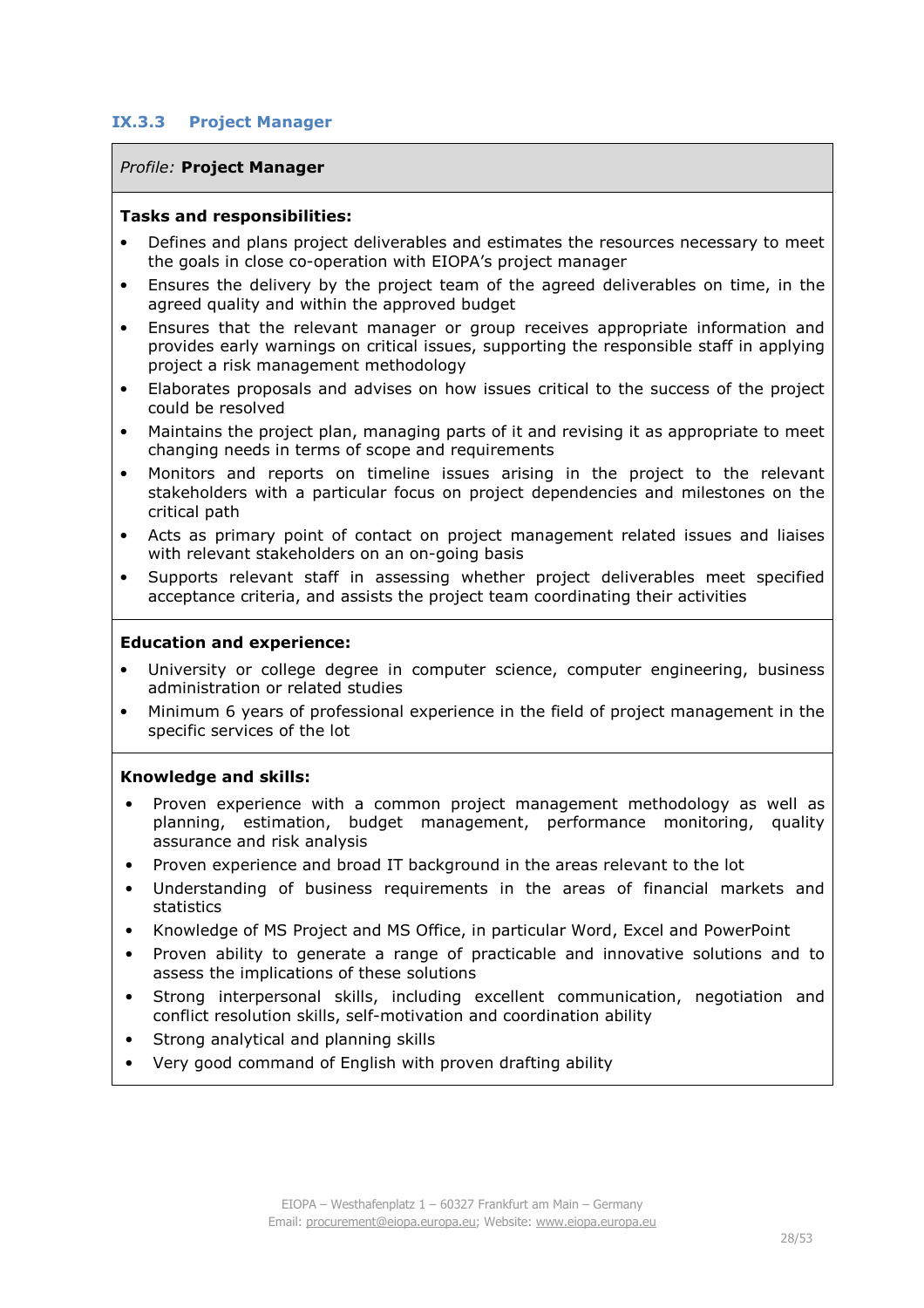### IX.3.3 Project Manager

*Profile:* **Project Manager**

**Tasks and responsibilities:**

- Defines and plans project deliverables and estimates the resources necessary to meet the goals in close co-operation with EIOPA's project manager
- Ensures the delivery by the project team of the agreed deliverables on time, in the agreed quality and within the approved budget
- Ensures that the relevant manager or group receives appropriate information and provides early warnings on critical issues, supporting the responsible staff in applying project a risk management methodology
- Elaborates proposals and advises on how issues critical to the success of the project could be resolved
- Maintains the project plan, managing parts of it and revising it as appropriate to meet changing needs in terms of scope and requirements
- Monitors and reports on timeline issues arising in the project to the relevant stakeholders with a particular focus on project dependencies and milestones on the critical path
- Acts as primary point of contact on project management related issues and liaises with relevant stakeholders on an on-going basis
- Supports relevant staff in assessing whether project deliverables meet specified acceptance criteria, and assists the project team coordinating their activities

**Education and experience:**

- University or college degree in computer science, computer engineering, business administration or related studies
- Minimum 6 years of professional experience in the field of project management in the specific services of the lot

**Knowledge and skills:**

- Proven experience with a common project management methodology as well as planning, estimation, budget management, performance monitoring, quality assurance and risk analysis
- Proven experience and broad IT background in the areas relevant to the lot
- Understanding of business requirements in the areas of financial markets and statistics
- Knowledge of MS Project and MS Office, in particular Word, Excel and PowerPoint
- Proven ability to generate a range of practicable and innovative solutions and to assess the implications of these solutions
- Strong interpersonal skills, including excellent communication, negotiation and conflict resolution skills, self-motivation and coordination ability
- Strong analytical and planning skills
- Very good command of English with proven drafting ability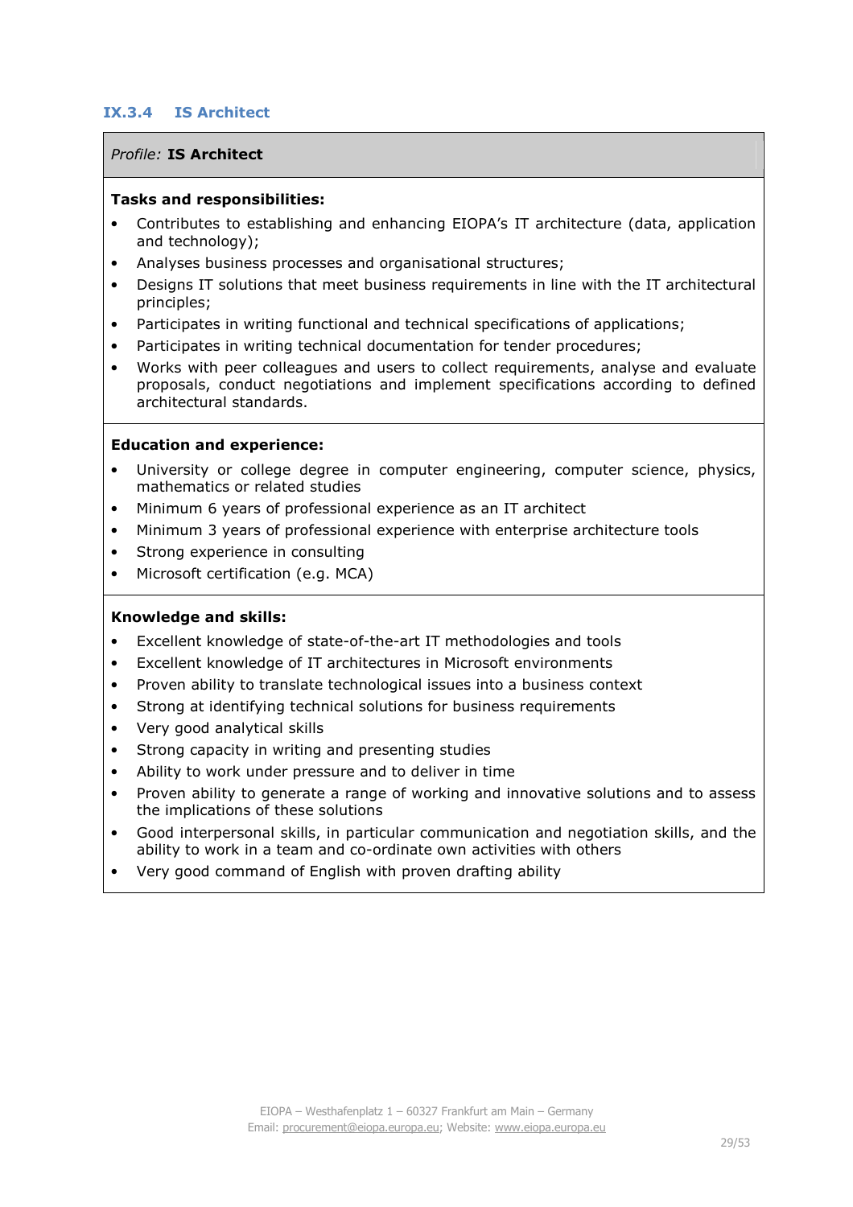### IX.3.4 IS Architect

*Profile:* **IS Architect**

**Tasks and responsibilities:**

- Contributes to establishing and enhancing EIOPA's IT architecture (data, application and technology);
- Analyses business processes and organisational structures;
- Designs IT solutions that meet business requirements in line with the IT architectural principles;
- Participates in writing functional and technical specifications of applications;
- Participates in writing technical documentation for tender procedures;
- Works with peer colleagues and users to collect requirements, analyse and evaluate proposals, conduct negotiations and implement specifications according to defined architectural standards.

**Education and experience:**

- University or college degree in computer engineering, computer science, physics, mathematics or related studies
- Minimum 6 years of professional experience as an IT architect
- Minimum 3 years of professional experience with enterprise architecture tools
- Strong experience in consulting
- Microsoft certification (e.g. MCA)

**Knowledge and skills:**

- Excellent knowledge of state-of-the-art IT methodologies and tools
- Excellent knowledge of IT architectures in Microsoft environments
- Proven ability to translate technological issues into a business context
- Strong at identifying technical solutions for business requirements
- Very good analytical skills
- Strong capacity in writing and presenting studies
- Ability to work under pressure and to deliver in time
- Proven ability to generate a range of working and innovative solutions and to assess the implications of these solutions
- Good interpersonal skills, in particular communication and negotiation skills, and the ability to work in a team and co-ordinate own activities with others
- Very good command of English with proven drafting ability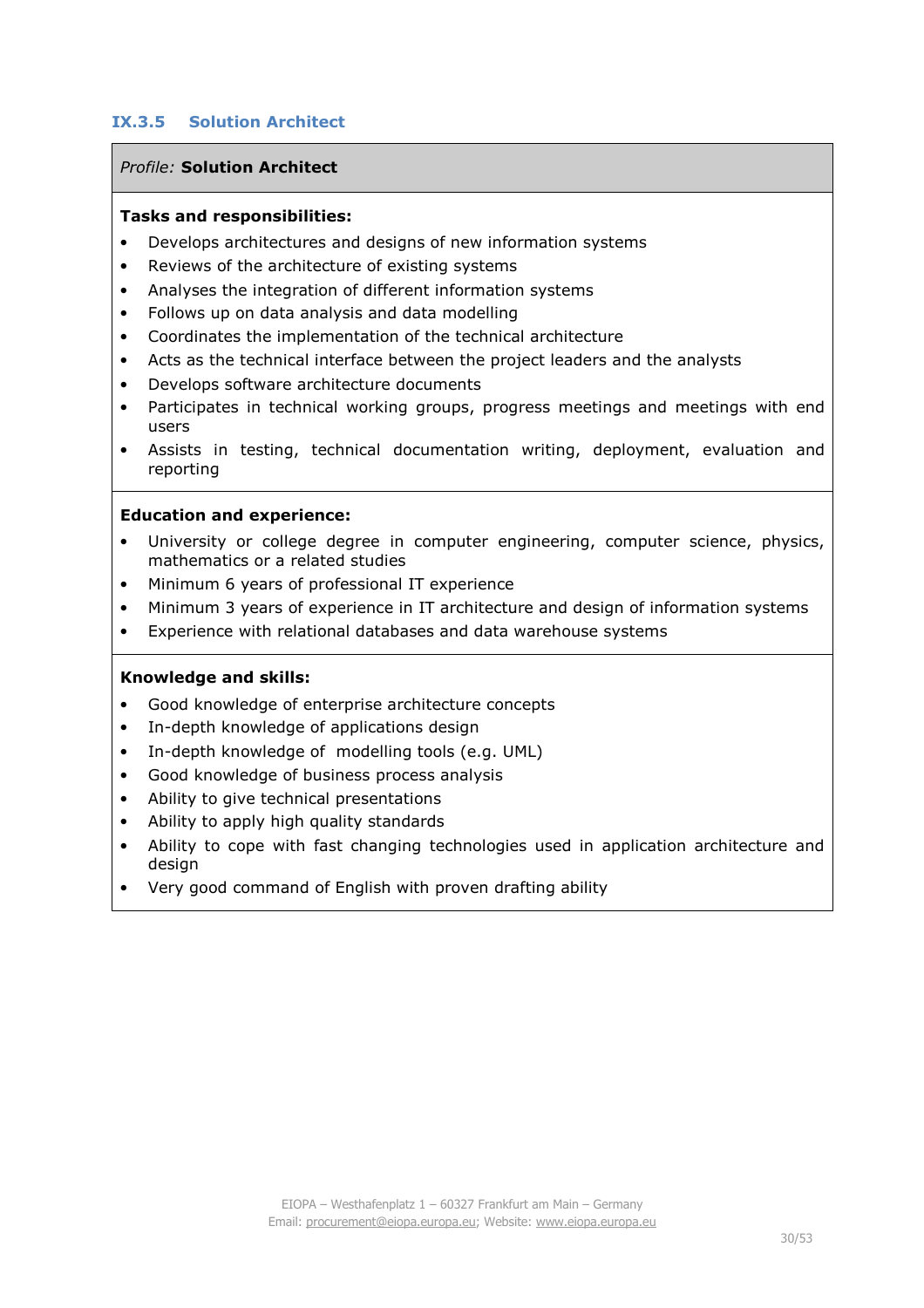### IX.3.5 Solution Architect

*Profile:* **Solution Architect**

**Tasks and responsibilities:**

- Develops architectures and designs of new information systems
- Reviews of the architecture of existing systems
- Analyses the integration of different information systems
- Follows up on data analysis and data modelling
- Coordinates the implementation of the technical architecture
- Acts as the technical interface between the project leaders and the analysts
- Develops software architecture documents
- Participates in technical working groups, progress meetings and meetings with end users
- Assists in testing, technical documentation writing, deployment, evaluation and reporting

**Education and experience:**

- University or college degree in computer engineering, computer science, physics, mathematics or a related studies
- Minimum 6 years of professional IT experience
- Minimum 3 years of experience in IT architecture and design of information systems
- Experience with relational databases and data warehouse systems

**Knowledge and skills:**

- Good knowledge of enterprise architecture concepts
- In-depth knowledge of applications design
- In-depth knowledge of modelling tools (e.g. UML)
- Good knowledge of business process analysis
- Ability to give technical presentations
- Ability to apply high quality standards
- Ability to cope with fast changing technologies used in application architecture and design
- Very good command of English with proven drafting ability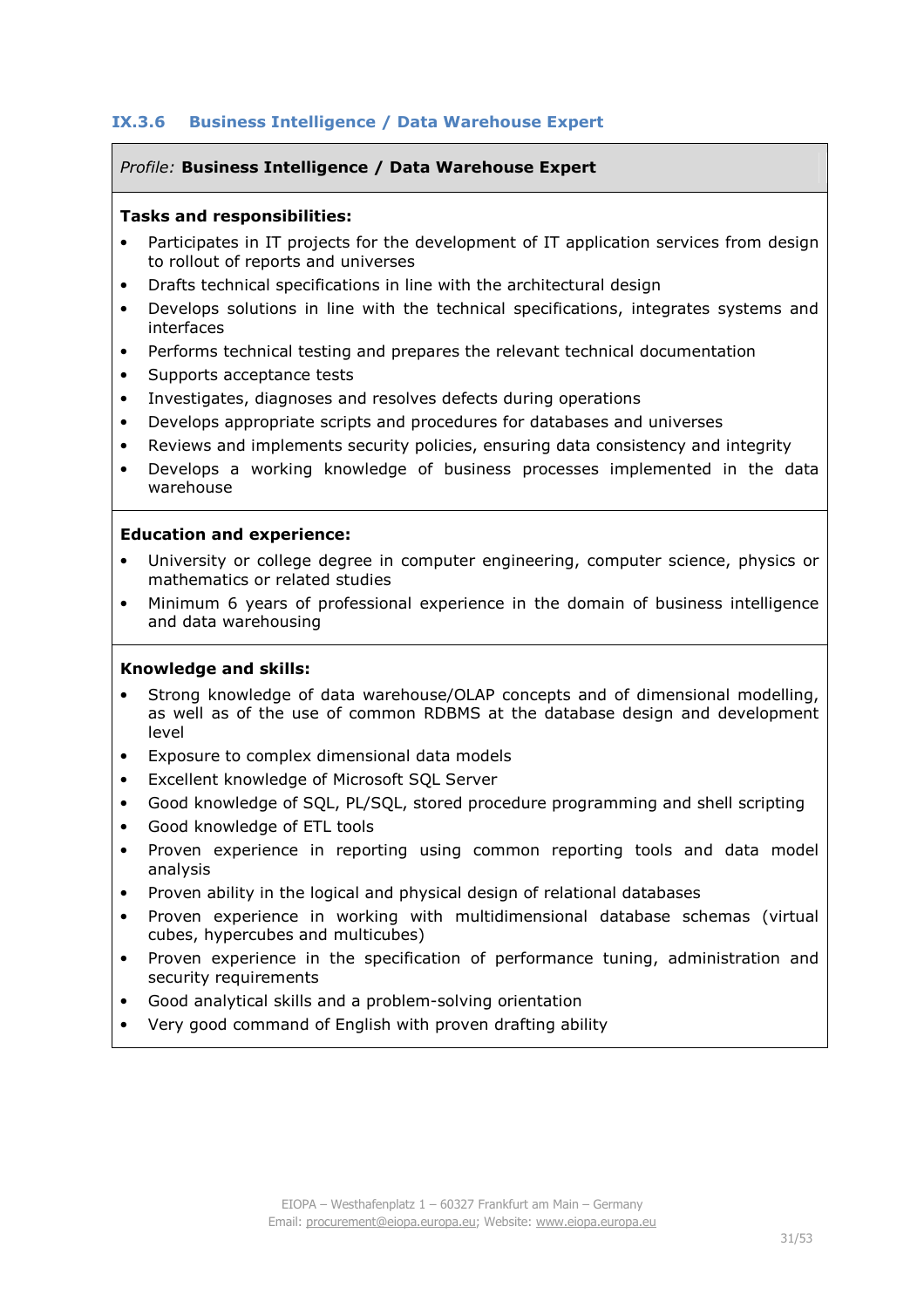### IX.3.6 Business Intelligence / Data Warehouse Expert

*Profile:* **Business Intelligence / Data Warehouse Expert**

**Tasks and responsibilities:**

- Participates in IT projects for the development of IT application services from design to rollout of reports and universes
- Drafts technical specifications in line with the architectural design
- Develops solutions in line with the technical specifications, integrates systems and interfaces
- Performs technical testing and prepares the relevant technical documentation
- Supports acceptance tests
- Investigates, diagnoses and resolves defects during operations
- Develops appropriate scripts and procedures for databases and universes
- Reviews and implements security policies, ensuring data consistency and integrity
- Develops a working knowledge of business processes implemented in the data warehouse

**Education and experience:**

- University or college degree in computer engineering, computer science, physics or mathematics or related studies
- Minimum 6 years of professional experience in the domain of business intelligence and data warehousing

**Knowledge and skills:**

- Strong knowledge of data warehouse/OLAP concepts and of dimensional modelling, as well as of the use of common RDBMS at the database design and development level
- Exposure to complex dimensional data models
- Excellent knowledge of Microsoft SQL Server
- Good knowledge of SQL, PL/SQL, stored procedure programming and shell scripting
- Good knowledge of ETL tools
- Proven experience in reporting using common reporting tools and data model analysis
- Proven ability in the logical and physical design of relational databases
- Proven experience in working with multidimensional database schemas (virtual cubes, hypercubes and multicubes)
- Proven experience in the specification of performance tuning, administration and security requirements
- Good analytical skills and a problem-solving orientation
- Very good command of English with proven drafting ability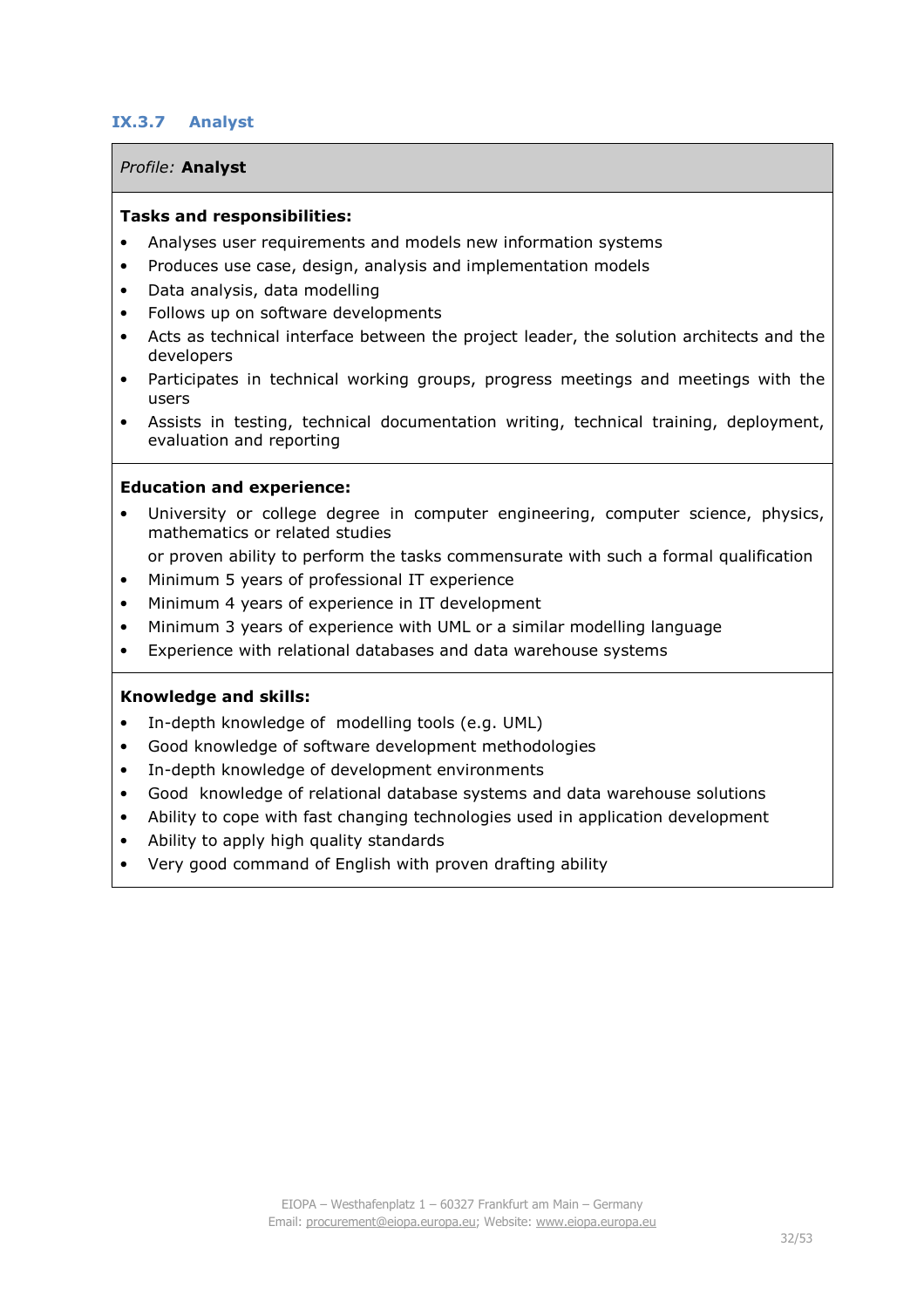### IX.3.7 Analyst

*Profile:* **Analyst**

**Tasks and responsibilities:**

- Analyses user requirements and models new information systems
- Produces use case, design, analysis and implementation models
- Data analysis, data modelling
- Follows up on software developments
- Acts as technical interface between the project leader, the solution architects and the developers
- Participates in technical working groups, progress meetings and meetings with the users
- Assists in testing, technical documentation writing, technical training, deployment, evaluation and reporting

**Education and experience:**

- University or college degree in computer engineering, computer science, physics, mathematics or related studies

  or proven ability to perform the tasks commensurate with such a formal qualification
- Minimum 5 years of professional IT experience
- Minimum 4 years of experience in IT development
- Minimum 3 years of experience with UML or a similar modelling language
- Experience with relational databases and data warehouse systems

**Knowledge and skills:**

- In-depth knowledge of modelling tools (e.g. UML)
- Good knowledge of software development methodologies
- In-depth knowledge of development environments
- Good knowledge of relational database systems and data warehouse solutions
- Ability to cope with fast changing technologies used in application development
- Ability to apply high quality standards
- Very good command of English with proven drafting ability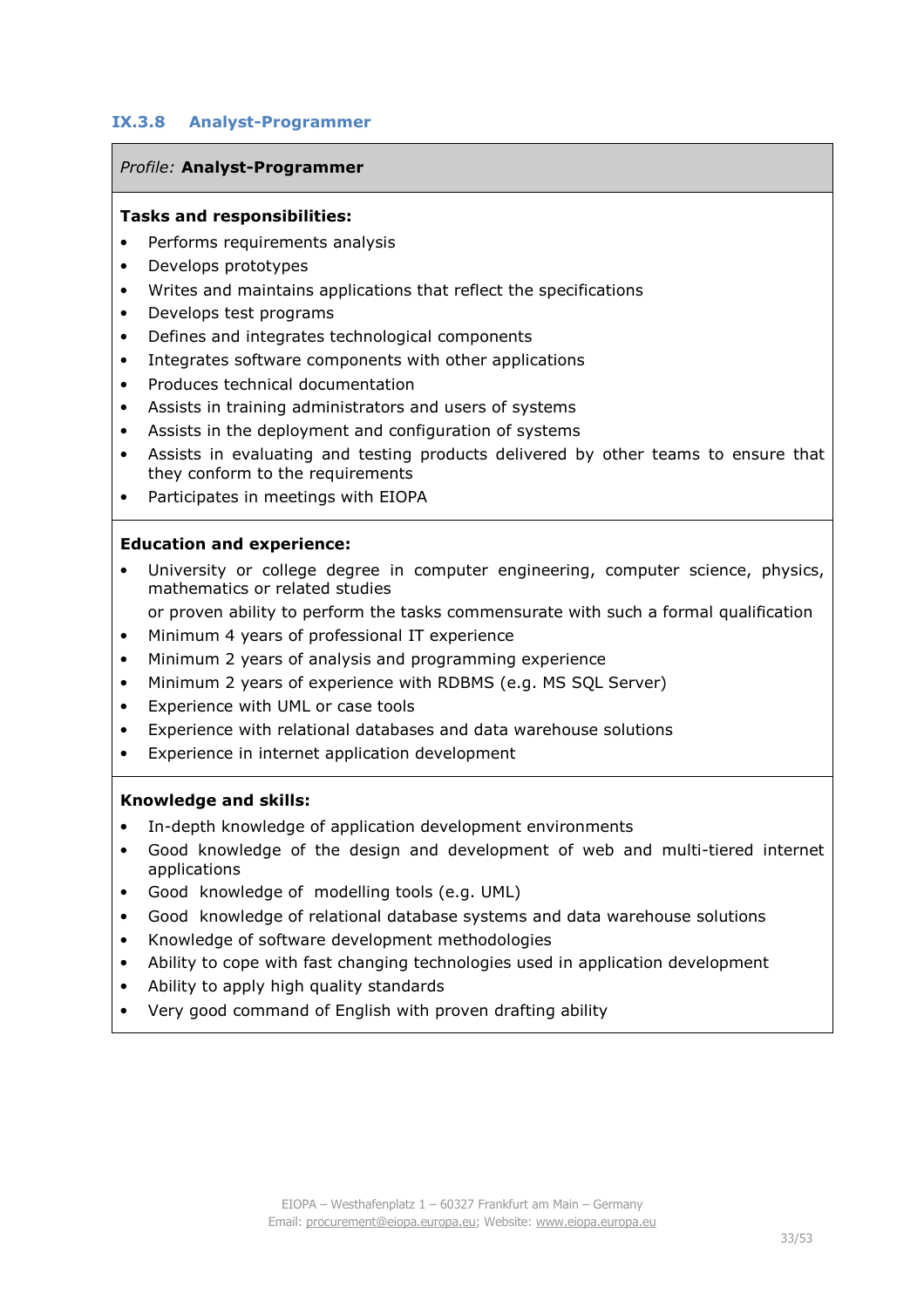### IX.3.8 Analyst-Programmer

*Profile:* **Analyst-Programmer**

**Tasks and responsibilities:**

- Performs requirements analysis
- Develops prototypes
- Writes and maintains applications that reflect the specifications
- Develops test programs
- Defines and integrates technological components
- Integrates software components with other applications
- Produces technical documentation
- Assists in training administrators and users of systems
- Assists in the deployment and configuration of systems
- Assists in evaluating and testing products delivered by other teams to ensure that they conform to the requirements
- Participates in meetings with EIOPA

**Education and experience:**

- University or college degree in computer engineering, computer science, physics, mathematics or related studies

  or proven ability to perform the tasks commensurate with such a formal qualification
- Minimum 4 years of professional IT experience
- Minimum 2 years of analysis and programming experience
- Minimum 2 years of experience with RDBMS (e.g. MS SQL Server)
- Experience with UML or case tools
- Experience with relational databases and data warehouse solutions
- Experience in internet application development

**Knowledge and skills:**

- In-depth knowledge of application development environments
- Good knowledge of the design and development of web and multi-tiered internet applications
- Good knowledge of modelling tools (e.g. UML)
- Good knowledge of relational database systems and data warehouse solutions
- Knowledge of software development methodologies
- Ability to cope with fast changing technologies used in application development
- Ability to apply high quality standards
- Very good command of English with proven drafting ability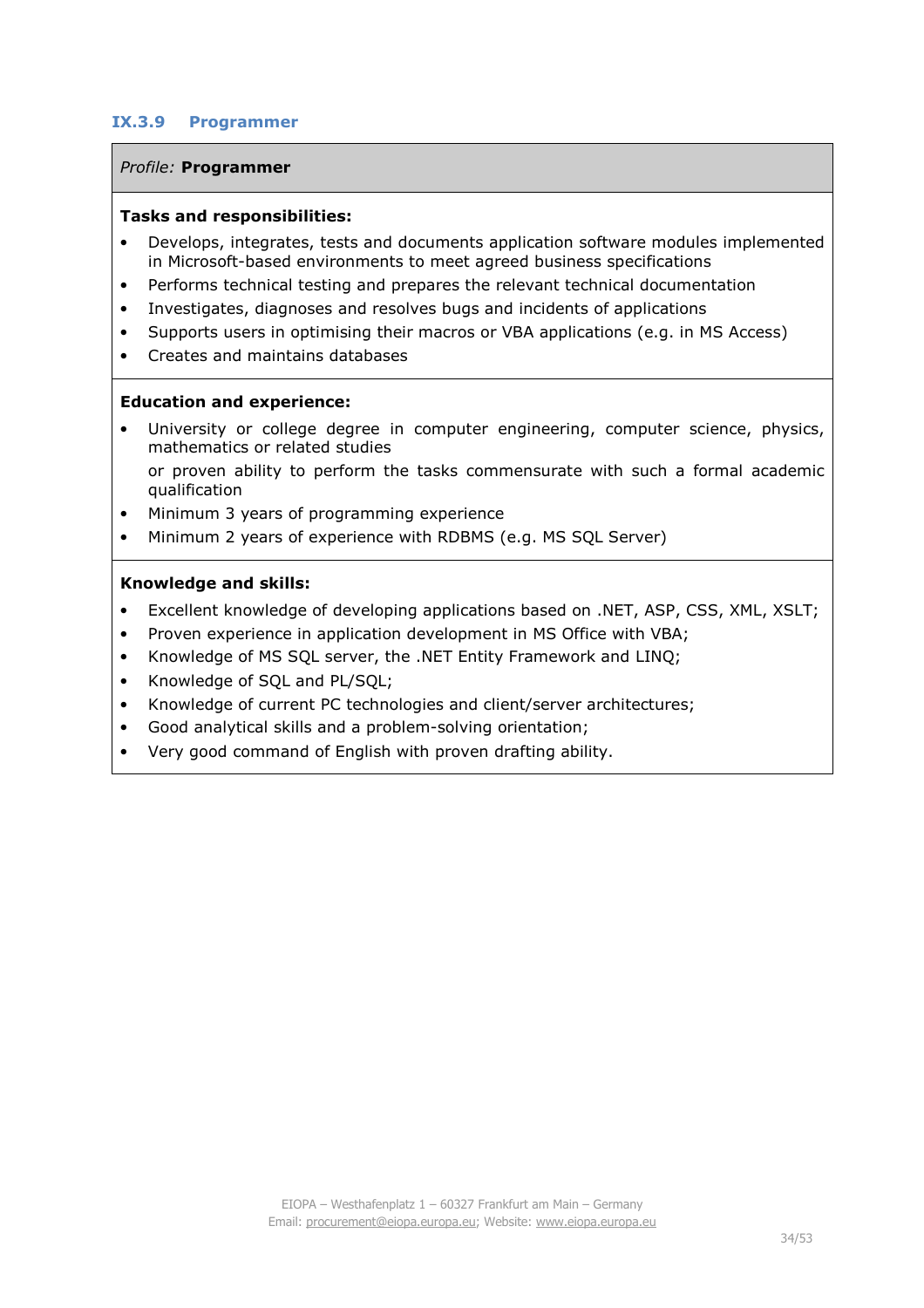### IX.3.9 Programmer

*Profile:* **Programmer**

**Tasks and responsibilities:**

- Develops, integrates, tests and documents application software modules implemented in Microsoft-based environments to meet agreed business specifications
- Performs technical testing and prepares the relevant technical documentation
- Investigates, diagnoses and resolves bugs and incidents of applications
- Supports users in optimising their macros or VBA applications (e.g. in MS Access)
- Creates and maintains databases

**Education and experience:**

- University or college degree in computer engineering, computer science, physics, mathematics or related studies

  or proven ability to perform the tasks commensurate with such a formal academic qualification
- Minimum 3 years of programming experience
- Minimum 2 years of experience with RDBMS (e.g. MS SQL Server)

**Knowledge and skills:**

- Excellent knowledge of developing applications based on .NET, ASP, CSS, XML, XSLT;
- Proven experience in application development in MS Office with VBA;
- Knowledge of MS SQL server, the .NET Entity Framework and LINQ;
- Knowledge of SQL and PL/SQL;
- Knowledge of current PC technologies and client/server architectures;
- Good analytical skills and a problem-solving orientation;
- Very good command of English with proven drafting ability.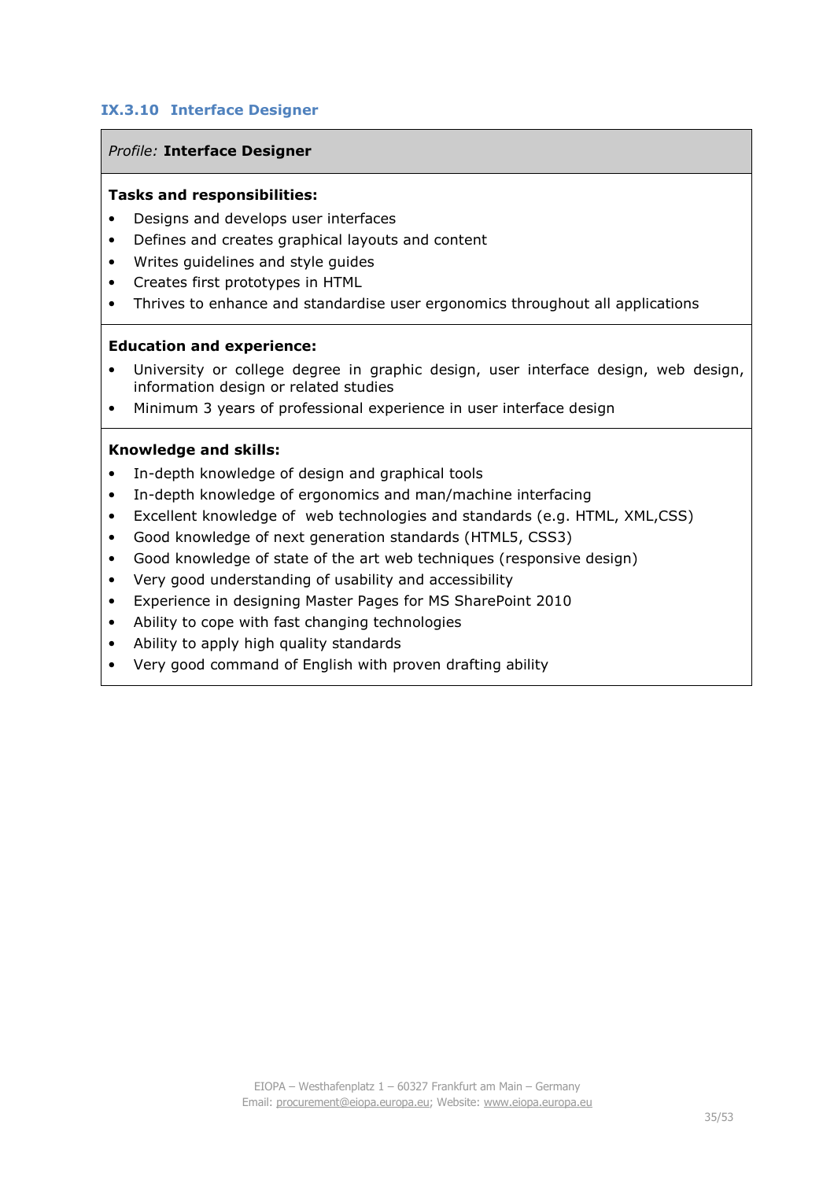### IX.3.10 Interface Designer

*Profile:* **Interface Designer**

**Tasks and responsibilities:**

- Designs and develops user interfaces
- Defines and creates graphical layouts and content
- Writes guidelines and style guides
- Creates first prototypes in HTML
- Thrives to enhance and standardise user ergonomics throughout all applications

**Education and experience:**

- University or college degree in graphic design, user interface design, web design, information design or related studies
- Minimum 3 years of professional experience in user interface design

**Knowledge and skills:**

- In-depth knowledge of design and graphical tools
- In-depth knowledge of ergonomics and man/machine interfacing
- Excellent knowledge of web technologies and standards (e.g. HTML, XML,CSS)
- Good knowledge of next generation standards (HTML5, CSS3)
- Good knowledge of state of the art web techniques (responsive design)
- Very good understanding of usability and accessibility
- Experience in designing Master Pages for MS SharePoint 2010
- Ability to cope with fast changing technologies
- Ability to apply high quality standards
- Very good command of English with proven drafting ability

EIOPA – Westhafenplatz 1 – 60327 Frankfurt am Main – Germany
Email: procurement@eiopa.europa.eu; Website: www.eiopa.europa.eu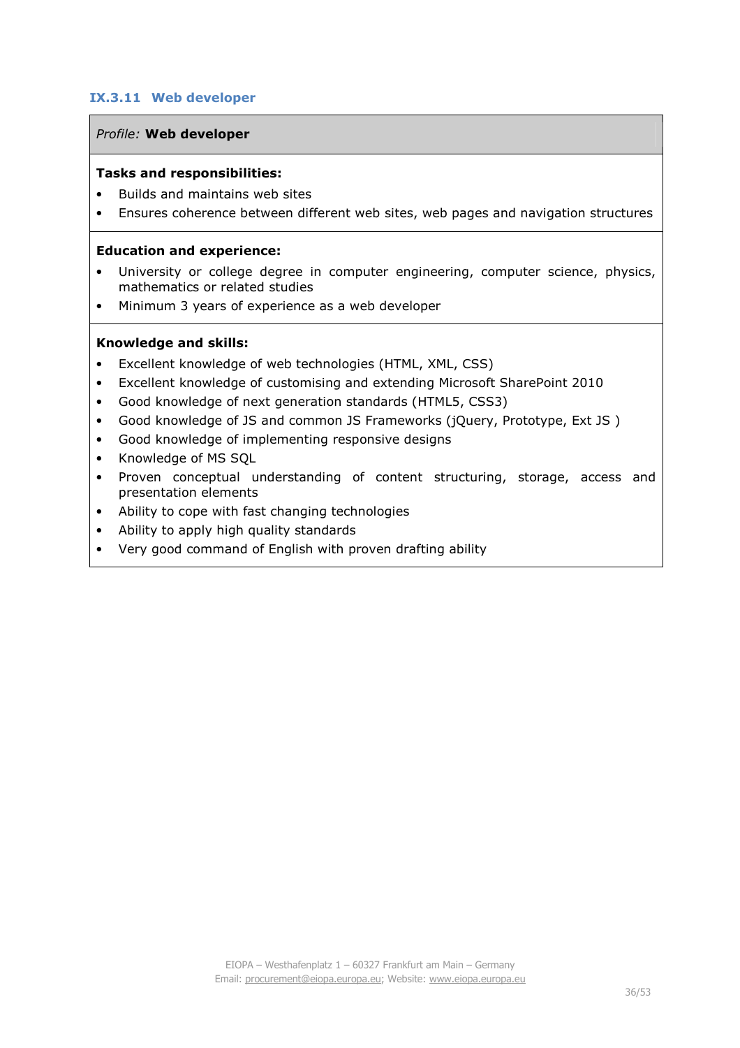### IX.3.11 Web developer

*Profile:* **Web developer**

**Tasks and responsibilities:**

- Builds and maintains web sites
- Ensures coherence between different web sites, web pages and navigation structures

**Education and experience:**

- University or college degree in computer engineering, computer science, physics, mathematics or related studies
- Minimum 3 years of experience as a web developer

**Knowledge and skills:**

- Excellent knowledge of web technologies (HTML, XML, CSS)
- Excellent knowledge of customising and extending Microsoft SharePoint 2010
- Good knowledge of next generation standards (HTML5, CSS3)
- Good knowledge of JS and common JS Frameworks (jQuery, Prototype, Ext JS )
- Good knowledge of implementing responsive designs
- Knowledge of MS SQL
- Proven conceptual understanding of content structuring, storage, access and presentation elements
- Ability to cope with fast changing technologies
- Ability to apply high quality standards
- Very good command of English with proven drafting ability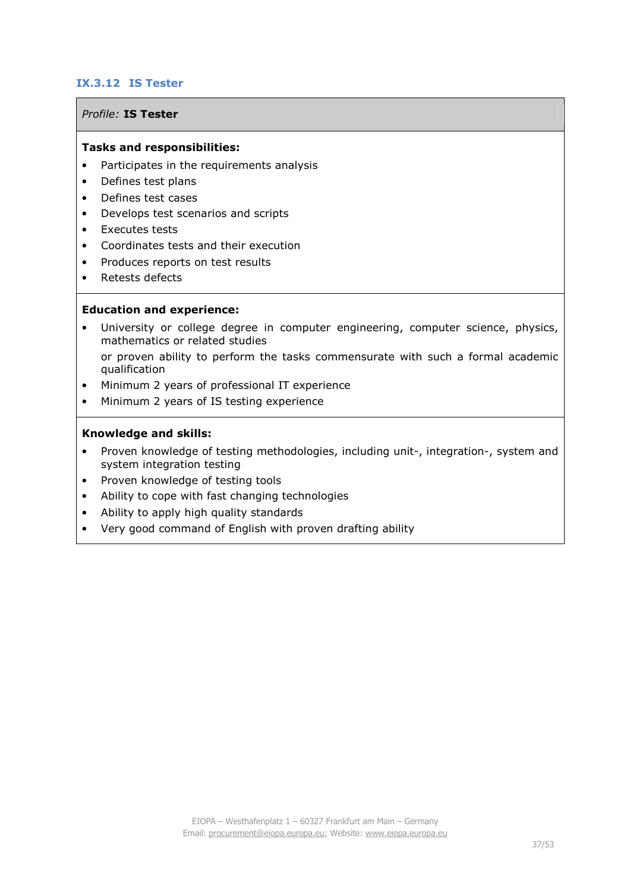### IX.3.12 IS Tester

*Profile:* **IS Tester**

**Tasks and responsibilities:**

- Participates in the requirements analysis
- Defines test plans
- Defines test cases
- Develops test scenarios and scripts
- Executes tests
- Coordinates tests and their execution
- Produces reports on test results
- Retests defects

**Education and experience:**

- University or college degree in computer engineering, computer science, physics, mathematics or related studies

  or proven ability to perform the tasks commensurate with such a formal academic qualification
- Minimum 2 years of professional IT experience
- Minimum 2 years of IS testing experience

**Knowledge and skills:**

- Proven knowledge of testing methodologies, including unit-, integration-, system and system integration testing
- Proven knowledge of testing tools
- Ability to cope with fast changing technologies
- Ability to apply high quality standards
- Very good command of English with proven drafting ability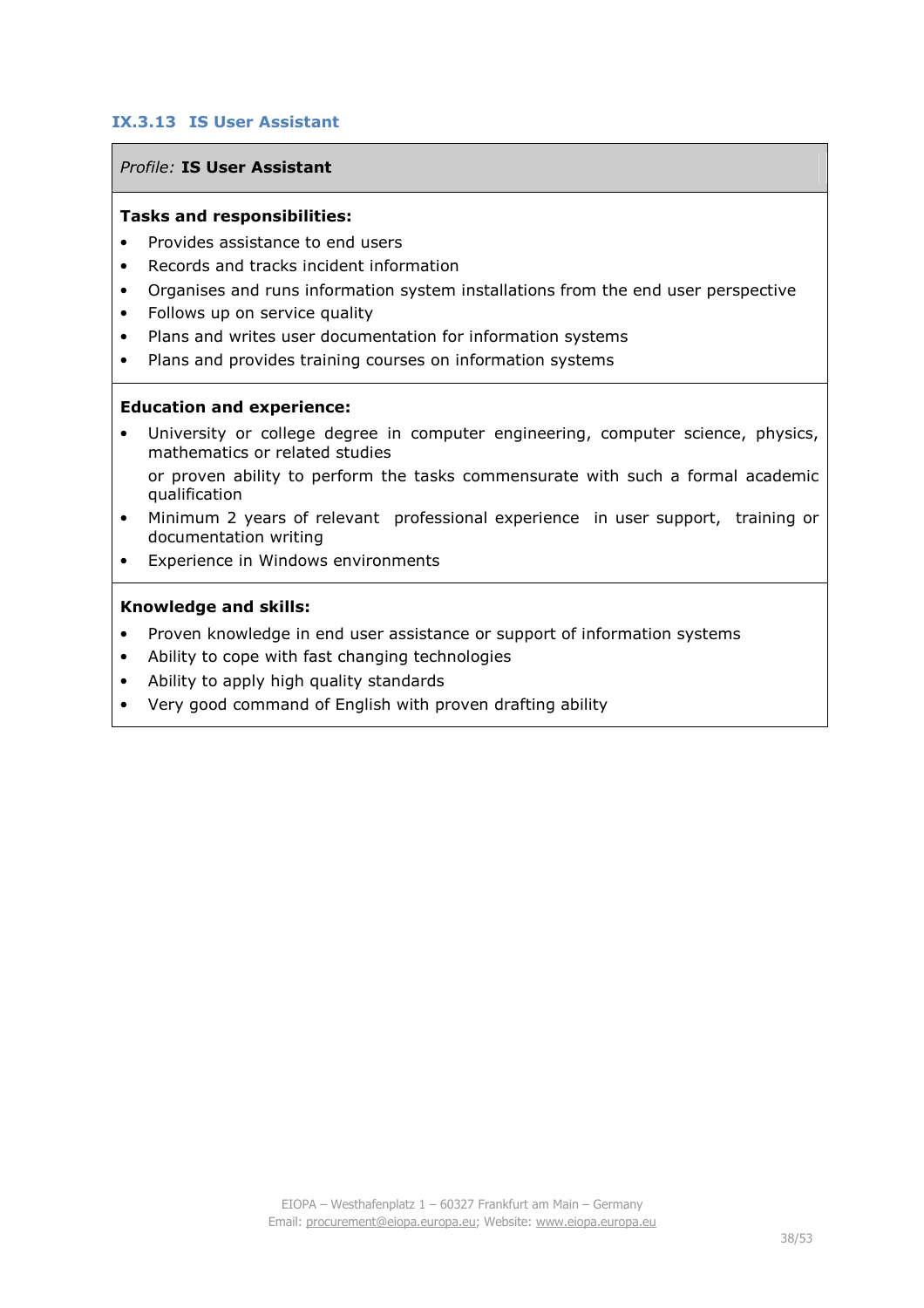### IX.3.13 IS User Assistant

*Profile:* **IS User Assistant**

**Tasks and responsibilities:**

- Provides assistance to end users
- Records and tracks incident information
- Organises and runs information system installations from the end user perspective
- Follows up on service quality
- Plans and writes user documentation for information systems
- Plans and provides training courses on information systems

**Education and experience:**

- University or college degree in computer engineering, computer science, physics, mathematics or related studies

  or proven ability to perform the tasks commensurate with such a formal academic qualification
- Minimum 2 years of relevant professional experience in user support, training or documentation writing
- Experience in Windows environments

**Knowledge and skills:**

- Proven knowledge in end user assistance or support of information systems
- Ability to cope with fast changing technologies
- Ability to apply high quality standards
- Very good command of English with proven drafting ability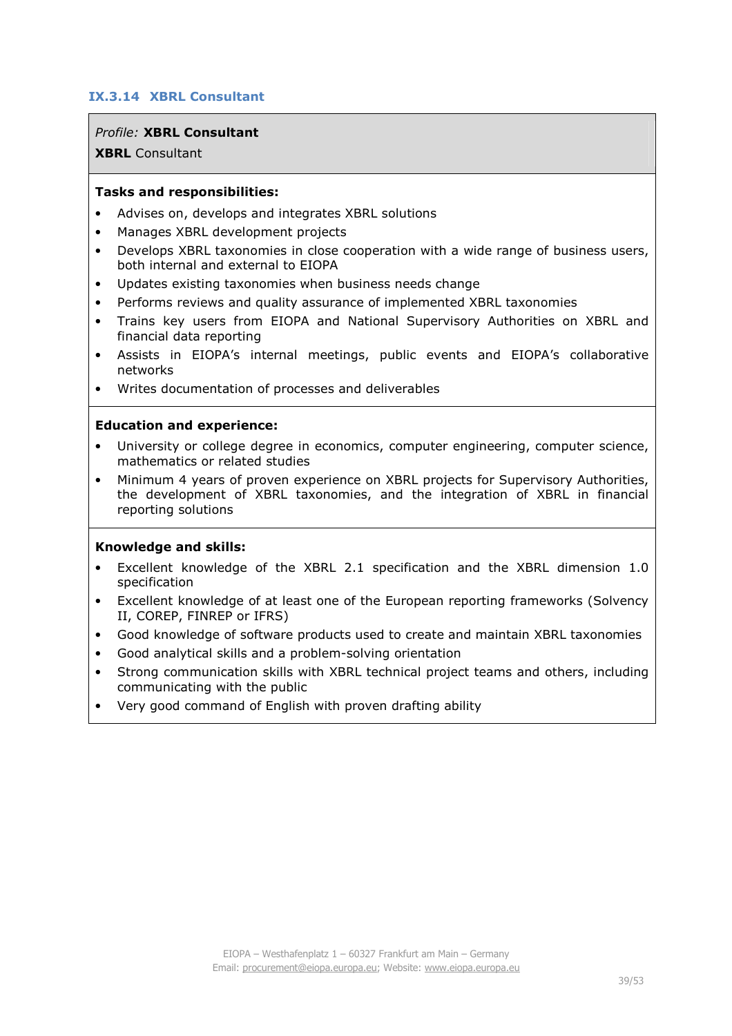### IX.3.14 XBRL Consultant

*Profile:* **XBRL Consultant**

**XBRL** Consultant

**Tasks and responsibilities:**

- Advises on, develops and integrates XBRL solutions
- Manages XBRL development projects
- Develops XBRL taxonomies in close cooperation with a wide range of business users, both internal and external to EIOPA
- Updates existing taxonomies when business needs change
- Performs reviews and quality assurance of implemented XBRL taxonomies
- Trains key users from EIOPA and National Supervisory Authorities on XBRL and financial data reporting
- Assists in EIOPA's internal meetings, public events and EIOPA's collaborative networks
- Writes documentation of processes and deliverables

**Education and experience:**

- University or college degree in economics, computer engineering, computer science, mathematics or related studies
- Minimum 4 years of proven experience on XBRL projects for Supervisory Authorities, the development of XBRL taxonomies, and the integration of XBRL in financial reporting solutions

**Knowledge and skills:**

- Excellent knowledge of the XBRL 2.1 specification and the XBRL dimension 1.0 specification
- Excellent knowledge of at least one of the European reporting frameworks (Solvency II, COREP, FINREP or IFRS)
- Good knowledge of software products used to create and maintain XBRL taxonomies
- Good analytical skills and a problem-solving orientation
- Strong communication skills with XBRL technical project teams and others, including communicating with the public
- Very good command of English with proven drafting ability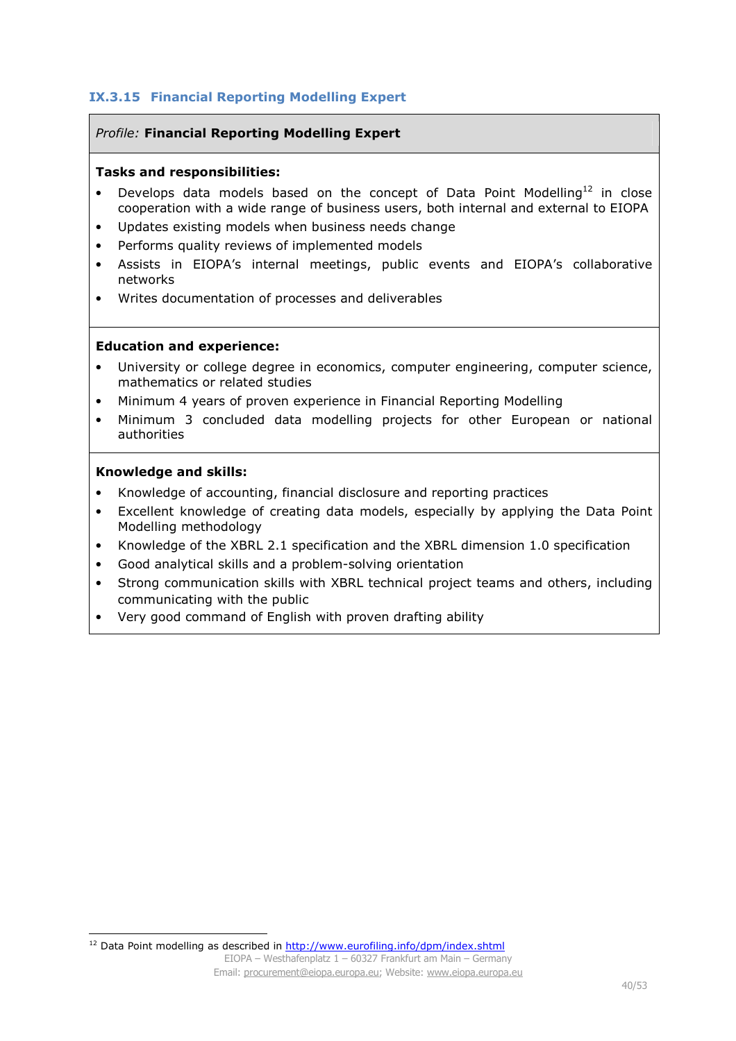### IX.3.15 Financial Reporting Modelling Expert

*Profile:* **Financial Reporting Modelling Expert**

**Tasks and responsibilities:**

- Develops data models based on the concept of Data Point Modelling[12] in close cooperation with a wide range of business users, both internal and external to EIOPA
- Updates existing models when business needs change
- Performs quality reviews of implemented models
- Assists in EIOPA's internal meetings, public events and EIOPA's collaborative networks
- Writes documentation of processes and deliverables

**Education and experience:**

- University or college degree in economics, computer engineering, computer science, mathematics or related studies
- Minimum 4 years of proven experience in Financial Reporting Modelling
- Minimum 3 concluded data modelling projects for other European or national authorities

**Knowledge and skills:**

- Knowledge of accounting, financial disclosure and reporting practices
- Excellent knowledge of creating data models, especially by applying the Data Point Modelling methodology
- Knowledge of the XBRL 2.1 specification and the XBRL dimension 1.0 specification
- Good analytical skills and a problem-solving orientation
- Strong communication skills with XBRL technical project teams and others, including communicating with the public
- Very good command of English with proven drafting ability

[12] Data Point modelling as described in http://www.eurofiling.info/dpm/index.shtml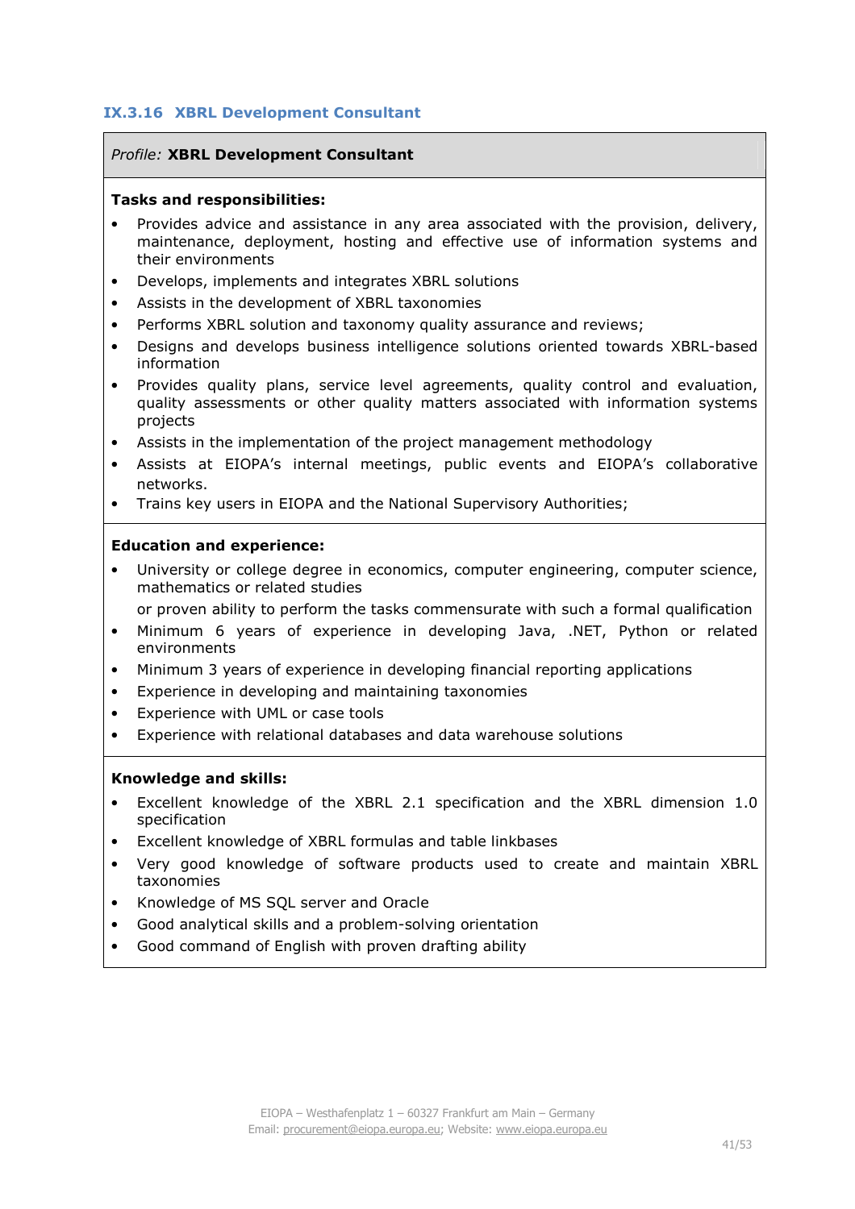### IX.3.16 XBRL Development Consultant

*Profile:* **XBRL Development Consultant**

**Tasks and responsibilities:**

- Provides advice and assistance in any area associated with the provision, delivery, maintenance, deployment, hosting and effective use of information systems and their environments
- Develops, implements and integrates XBRL solutions
- Assists in the development of XBRL taxonomies
- Performs XBRL solution and taxonomy quality assurance and reviews;
- Designs and develops business intelligence solutions oriented towards XBRL-based information
- Provides quality plans, service level agreements, quality control and evaluation, quality assessments or other quality matters associated with information systems projects
- Assists in the implementation of the project management methodology
- Assists at EIOPA's internal meetings, public events and EIOPA's collaborative networks.
- Trains key users in EIOPA and the National Supervisory Authorities;

**Education and experience:**

- University or college degree in economics, computer engineering, computer science, mathematics or related studies

  or proven ability to perform the tasks commensurate with such a formal qualification
- Minimum 6 years of experience in developing Java, .NET, Python or related environments
- Minimum 3 years of experience in developing financial reporting applications
- Experience in developing and maintaining taxonomies
- Experience with UML or case tools
- Experience with relational databases and data warehouse solutions

**Knowledge and skills:**

- Excellent knowledge of the XBRL 2.1 specification and the XBRL dimension 1.0 specification
- Excellent knowledge of XBRL formulas and table linkbases
- Very good knowledge of software products used to create and maintain XBRL taxonomies
- Knowledge of MS SQL server and Oracle
- Good analytical skills and a problem-solving orientation
- Good command of English with proven drafting ability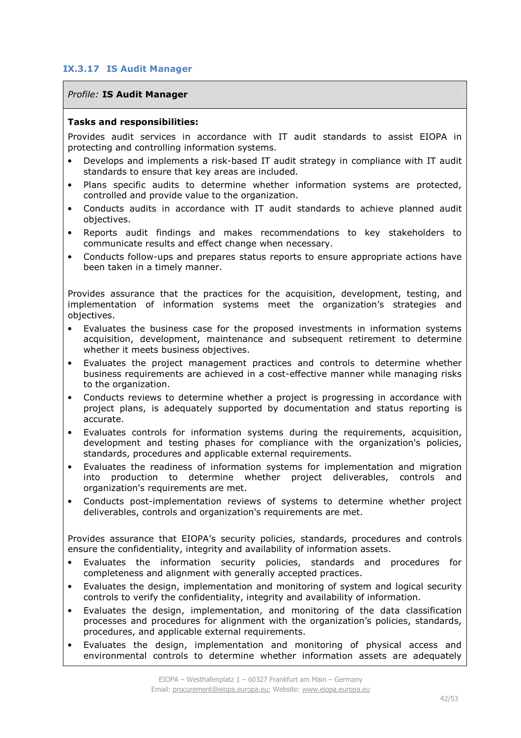### IX.3.17 IS Audit Manager

*Profile:* **IS Audit Manager**

**Tasks and responsibilities:**

Provides audit services in accordance with IT audit standards to assist EIOPA in protecting and controlling information systems.

- Develops and implements a risk-based IT audit strategy in compliance with IT audit standards to ensure that key areas are included.
- Plans specific audits to determine whether information systems are protected, controlled and provide value to the organization.
- Conducts audits in accordance with IT audit standards to achieve planned audit objectives.
- Reports audit findings and makes recommendations to key stakeholders to communicate results and effect change when necessary.
- Conducts follow-ups and prepares status reports to ensure appropriate actions have been taken in a timely manner.

Provides assurance that the practices for the acquisition, development, testing, and implementation of information systems meet the organization's strategies and objectives.

- Evaluates the business case for the proposed investments in information systems acquisition, development, maintenance and subsequent retirement to determine whether it meets business objectives.
- Evaluates the project management practices and controls to determine whether business requirements are achieved in a cost-effective manner while managing risks to the organization.
- Conducts reviews to determine whether a project is progressing in accordance with project plans, is adequately supported by documentation and status reporting is accurate.
- Evaluates controls for information systems during the requirements, acquisition, development and testing phases for compliance with the organization's policies, standards, procedures and applicable external requirements.
- Evaluates the readiness of information systems for implementation and migration into production to determine whether project deliverables, controls and organization's requirements are met.
- Conducts post-implementation reviews of systems to determine whether project deliverables, controls and organization's requirements are met.

Provides assurance that EIOPA's security policies, standards, procedures and controls ensure the confidentiality, integrity and availability of information assets.

- Evaluates the information security policies, standards and procedures for completeness and alignment with generally accepted practices.
- Evaluates the design, implementation and monitoring of system and logical security controls to verify the confidentiality, integrity and availability of information.
- Evaluates the design, implementation, and monitoring of the data classification processes and procedures for alignment with the organization's policies, standards, procedures, and applicable external requirements.
- Evaluates the design, implementation and monitoring of physical access and environmental controls to determine whether information assets are adequately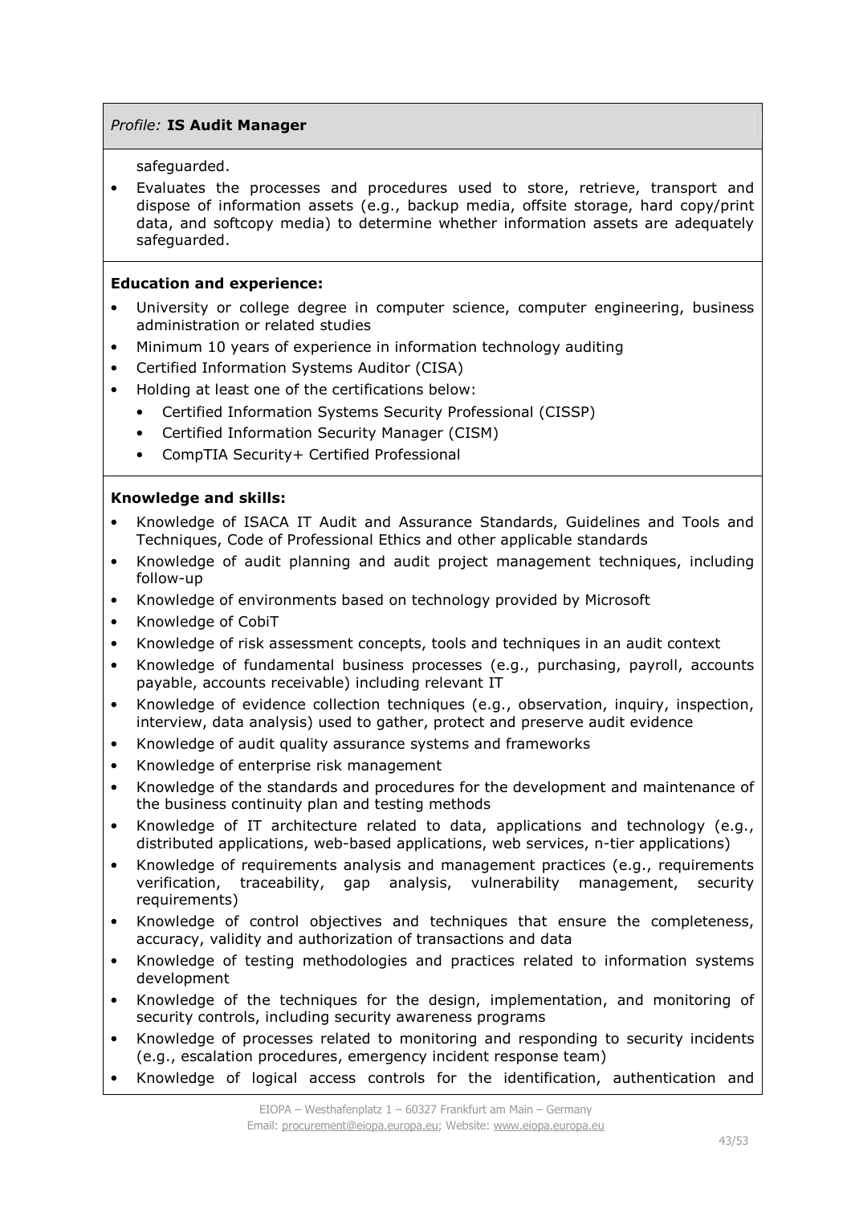*Profile:* **IS Audit Manager**

safeguarded.

- Evaluates the processes and procedures used to store, retrieve, transport and dispose of information assets (e.g., backup media, offsite storage, hard copy/print data, and softcopy media) to determine whether information assets are adequately safeguarded.

**Education and experience:**

- University or college degree in computer science, computer engineering, business administration or related studies
- Minimum 10 years of experience in information technology auditing
- Certified Information Systems Auditor (CISA)
- Holding at least one of the certifications below:
  - Certified Information Systems Security Professional (CISSP)
  - Certified Information Security Manager (CISM)
  - CompTIA Security+ Certified Professional

**Knowledge and skills:**

- Knowledge of ISACA IT Audit and Assurance Standards, Guidelines and Tools and Techniques, Code of Professional Ethics and other applicable standards
- Knowledge of audit planning and audit project management techniques, including follow-up
- Knowledge of environments based on technology provided by Microsoft
- Knowledge of CobiT
- Knowledge of risk assessment concepts, tools and techniques in an audit context
- Knowledge of fundamental business processes (e.g., purchasing, payroll, accounts payable, accounts receivable) including relevant IT
- Knowledge of evidence collection techniques (e.g., observation, inquiry, inspection, interview, data analysis) used to gather, protect and preserve audit evidence
- Knowledge of audit quality assurance systems and frameworks
- Knowledge of enterprise risk management
- Knowledge of the standards and procedures for the development and maintenance of the business continuity plan and testing methods
- Knowledge of IT architecture related to data, applications and technology (e.g., distributed applications, web-based applications, web services, n-tier applications)
- Knowledge of requirements analysis and management practices (e.g., requirements verification, traceability, gap analysis, vulnerability management, security requirements)
- Knowledge of control objectives and techniques that ensure the completeness, accuracy, validity and authorization of transactions and data
- Knowledge of testing methodologies and practices related to information systems development
- Knowledge of the techniques for the design, implementation, and monitoring of security controls, including security awareness programs
- Knowledge of processes related to monitoring and responding to security incidents (e.g., escalation procedures, emergency incident response team)
- Knowledge of logical access controls for the identification, authentication and

EIOPA – Westhafenplatz 1 – 60327 Frankfurt am Main – Germany
Email: procurement@eiopa.europa.eu; Website: www.eiopa.europa.eu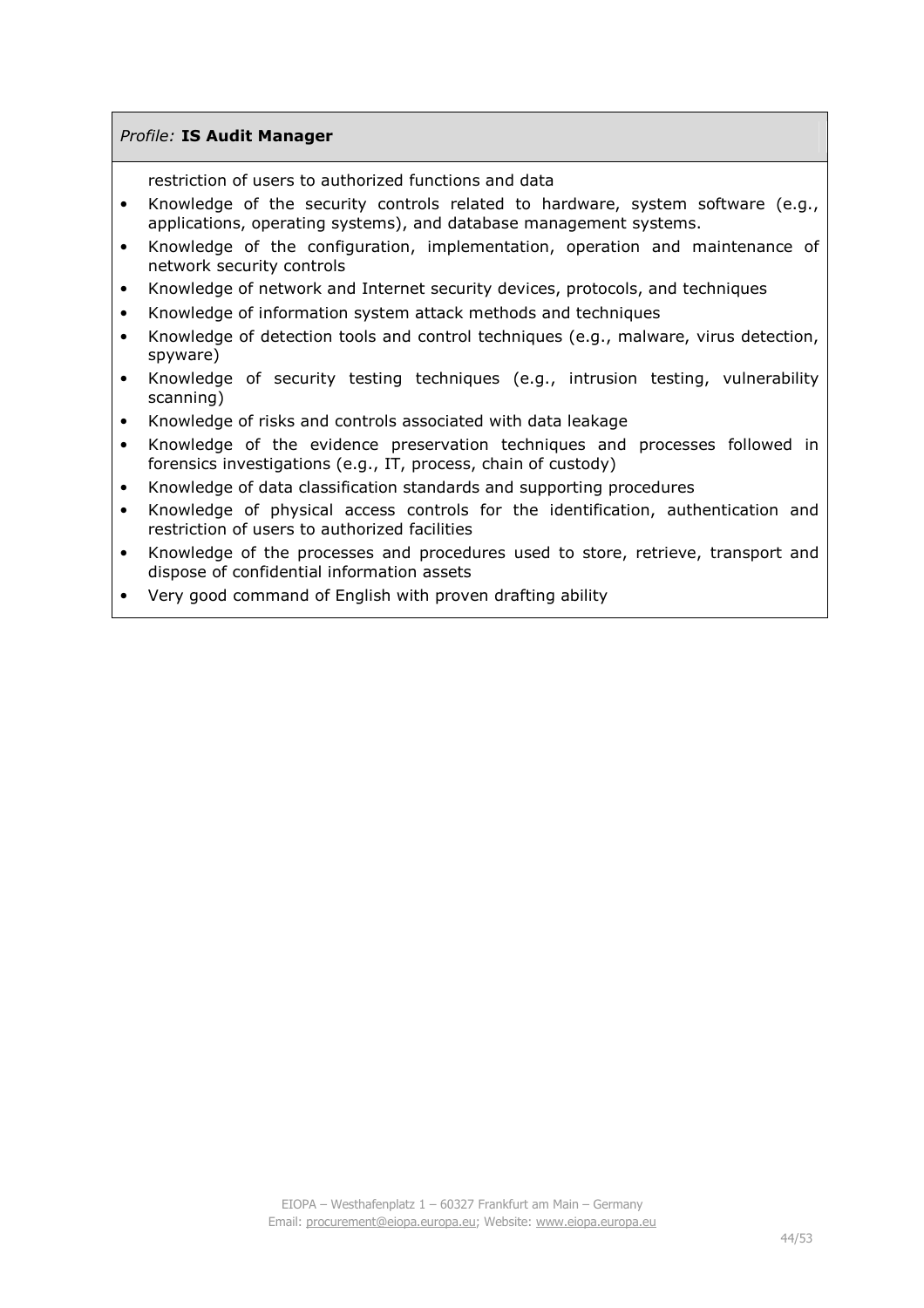| *Profile:* **IS Audit Manager** |
| --- |
| restriction of users to authorized functions and data<br>• Knowledge of the security controls related to hardware, system software (e.g., applications, operating systems), and database management systems.<br>• Knowledge of the configuration, implementation, operation and maintenance of network security controls<br>• Knowledge of network and Internet security devices, protocols, and techniques<br>• Knowledge of information system attack methods and techniques<br>• Knowledge of detection tools and control techniques (e.g., malware, virus detection, spyware)<br>• Knowledge of security testing techniques (e.g., intrusion testing, vulnerability scanning)<br>• Knowledge of risks and controls associated with data leakage<br>• Knowledge of the evidence preservation techniques and processes followed in forensics investigations (e.g., IT, process, chain of custody)<br>• Knowledge of data classification standards and supporting procedures<br>• Knowledge of physical access controls for the identification, authentication and restriction of users to authorized facilities<br>• Knowledge of the processes and procedures used to store, retrieve, transport and dispose of confidential information assets<br>• Very good command of English with proven drafting ability |

EIOPA – Westhafenplatz 1 – 60327 Frankfurt am Main – Germany
Email: procurement@eiopa.europa.eu; Website: www.eiopa.europa.eu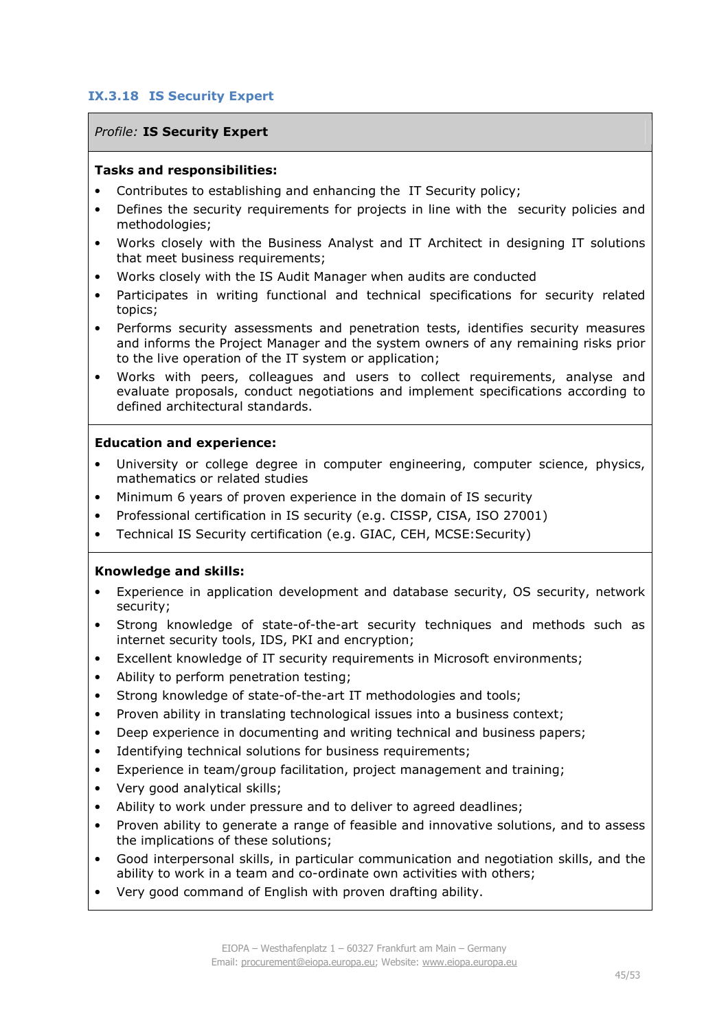### IX.3.18 IS Security Expert

*Profile:* **IS Security Expert**

**Tasks and responsibilities:**

- Contributes to establishing and enhancing the IT Security policy;
- Defines the security requirements for projects in line with the security policies and methodologies;
- Works closely with the Business Analyst and IT Architect in designing IT solutions that meet business requirements;
- Works closely with the IS Audit Manager when audits are conducted
- Participates in writing functional and technical specifications for security related topics;
- Performs security assessments and penetration tests, identifies security measures and informs the Project Manager and the system owners of any remaining risks prior to the live operation of the IT system or application;
- Works with peers, colleagues and users to collect requirements, analyse and evaluate proposals, conduct negotiations and implement specifications according to defined architectural standards.

**Education and experience:**

- University or college degree in computer engineering, computer science, physics, mathematics or related studies
- Minimum 6 years of proven experience in the domain of IS security
- Professional certification in IS security (e.g. CISSP, CISA, ISO 27001)
- Technical IS Security certification (e.g. GIAC, CEH, MCSE:Security)

**Knowledge and skills:**

- Experience in application development and database security, OS security, network security;
- Strong knowledge of state-of-the-art security techniques and methods such as internet security tools, IDS, PKI and encryption;
- Excellent knowledge of IT security requirements in Microsoft environments;
- Ability to perform penetration testing;
- Strong knowledge of state-of-the-art IT methodologies and tools;
- Proven ability in translating technological issues into a business context;
- Deep experience in documenting and writing technical and business papers;
- Identifying technical solutions for business requirements;
- Experience in team/group facilitation, project management and training;
- Very good analytical skills;
- Ability to work under pressure and to deliver to agreed deadlines;
- Proven ability to generate a range of feasible and innovative solutions, and to assess the implications of these solutions;
- Good interpersonal skills, in particular communication and negotiation skills, and the ability to work in a team and co-ordinate own activities with others;
- Very good command of English with proven drafting ability.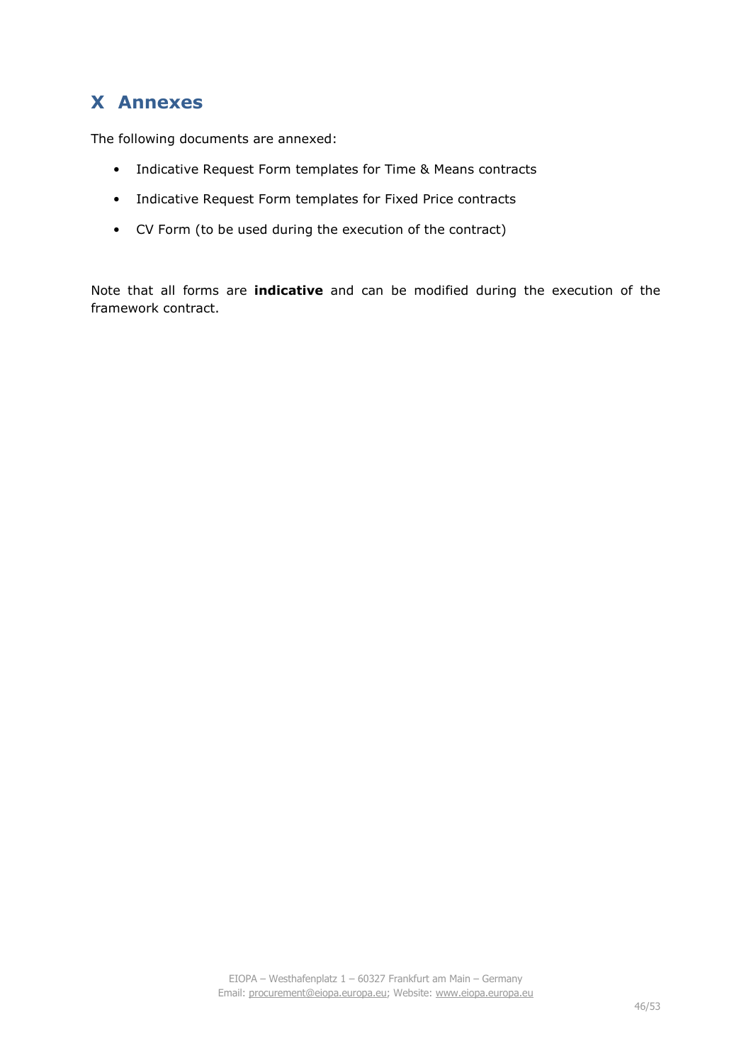# X Annexes

The following documents are annexed:

- Indicative Request Form templates for Time & Means contracts
- Indicative Request Form templates for Fixed Price contracts
- CV Form (to be used during the execution of the contract)

Note that all forms are **indicative** and can be modified during the execution of the framework contract.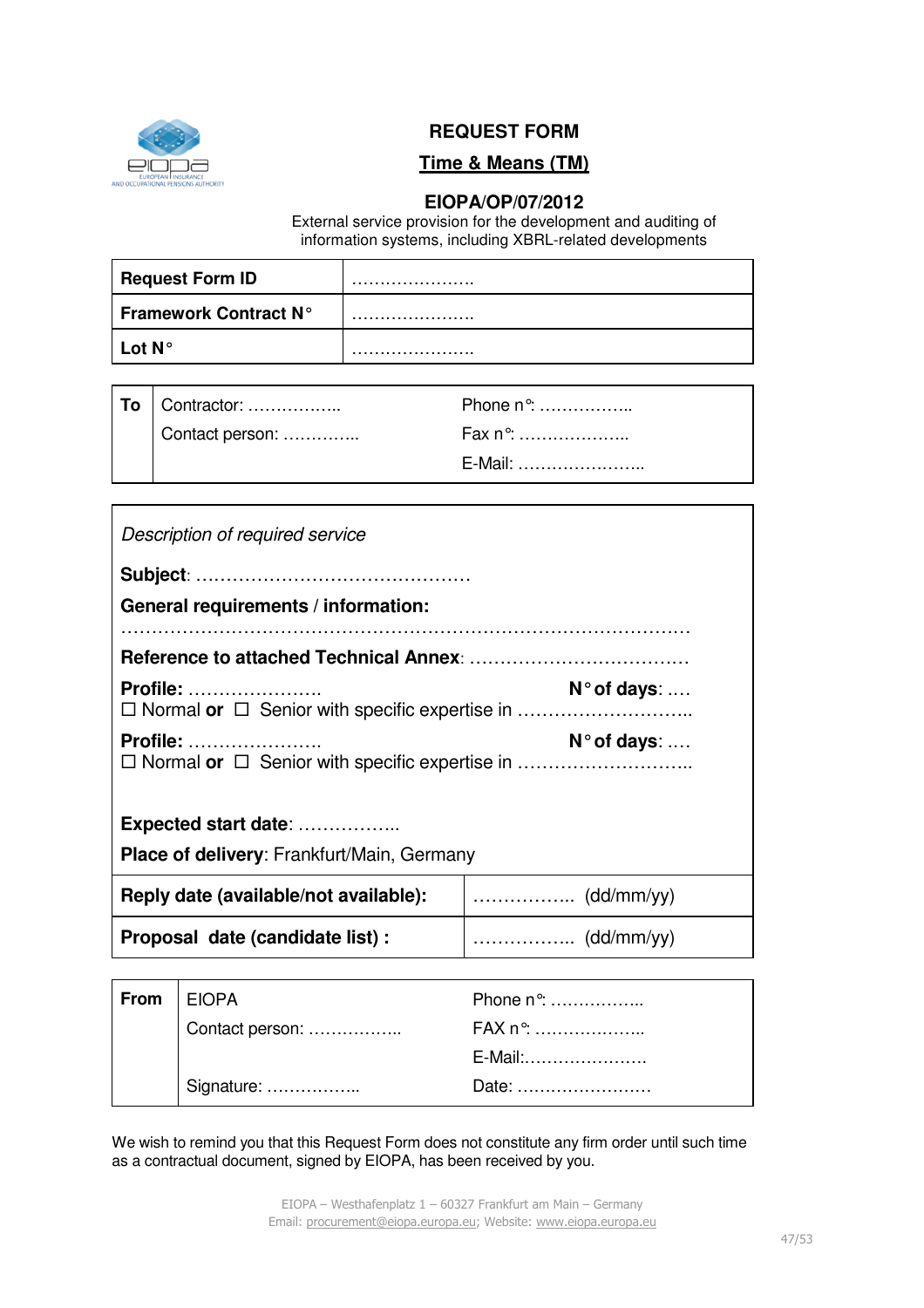# REQUEST FORM

## Time & Means (TM)

### EIOPA/OP/07/2012

External service provision for the development and auditing of information systems, including XBRL-related developments

| **Request Form ID** | …………………. |
|---|---|
| **Framework Contract N°** | …………………. |
| **Lot N°** | …………………. |

| **To** | Contractor: …………….. | Phone n°: …………….. |
|---|---|---|
| | Contact person: ………….. | Fax n°: ……………….. |
| | | E-Mail: ………………….. |

*Description of required service*

**Subject**: ………………………………………

**General requirements / information:**

……………………………………………………………………………

**Reference to attached Technical Annex**: ………………………………

**Profile:** …………………. **N° of days**: ….
☐ Normal **or** ☐ Senior with specific expertise in ………………………..

**Profile:** …………………. **N° of days**: ….
☐ Normal **or** ☐ Senior with specific expertise in ………………………..

**Expected start date**: ……………..

**Place of delivery**: Frankfurt/Main, Germany

| **Reply date (available/not available):** | …………….. (dd/mm/yy) |
|---|---|
| **Proposal date (candidate list) :** | …………….. (dd/mm/yy) |

| **From** | EIOPA | Phone n°: …………….. |
|---|---|---|
| | Contact person: …………….. | FAX n°: ……………….. |
| | | E-Mail:…………………. |
| | Signature: …………….. | Date: ……………………. |

We wish to remind you that this Request Form does not constitute any firm order until such time as a contractual document, signed by EIOPA, has been received by you.

EIOPA – Westhafenplatz 1 – 60327 Frankfurt am Main – Germany
Email: procurement@eiopa.europa.eu; Website: www.eiopa.europa.eu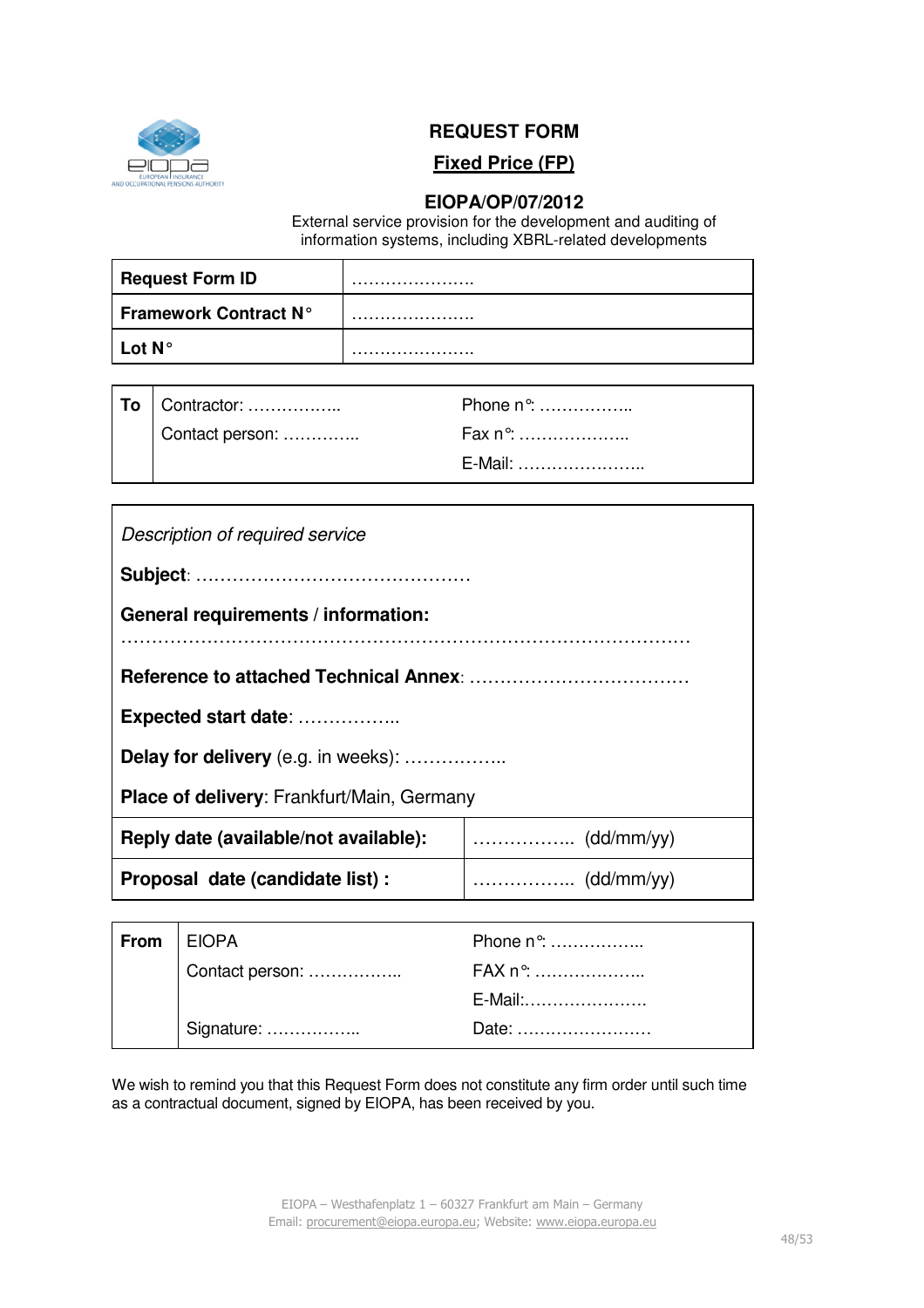# REQUEST FORM

## Fixed Price (FP)

### EIOPA/OP/07/2012

External service provision for the development and auditing of information systems, including XBRL-related developments

| **Request Form ID** | …………………. |
|---|---|
| **Framework Contract N°** | …………………. |
| **Lot N°** | …………………. |

| **To** | Contractor: …………….. | Phone n°: …………….. |
|---|---|---|
| | Contact person: ………….. | Fax n°: ……………….. |
| | | E-Mail: ………………….. |

*Description of required service*

**Subject**: ………………………………………

**General requirements / information:**

……………………………………………………………………………

**Reference to attached Technical Annex**: ………………………………

**Expected start date**: ……………..

**Delay for delivery** (e.g. in weeks): ……………..

**Place of delivery**: Frankfurt/Main, Germany

| **Reply date (available/not available):** | …………….. (dd/mm/yy) |
|---|---|
| **Proposal date (candidate list) :** | …………….. (dd/mm/yy) |

| **From** | EIOPA | Phone n°: …………….. |
|---|---|---|
| | Contact person: …………….. | FAX n°: ……………….. |
| | | E-Mail:…………………. |
| | Signature: …………….. | Date: ……………………. |

We wish to remind you that this Request Form does not constitute any firm order until such time as a contractual document, signed by EIOPA, has been received by you.

EIOPA – Westhafenplatz 1 – 60327 Frankfurt am Main – Germany
Email: procurement@eiopa.europa.eu; Website: www.eiopa.europa.eu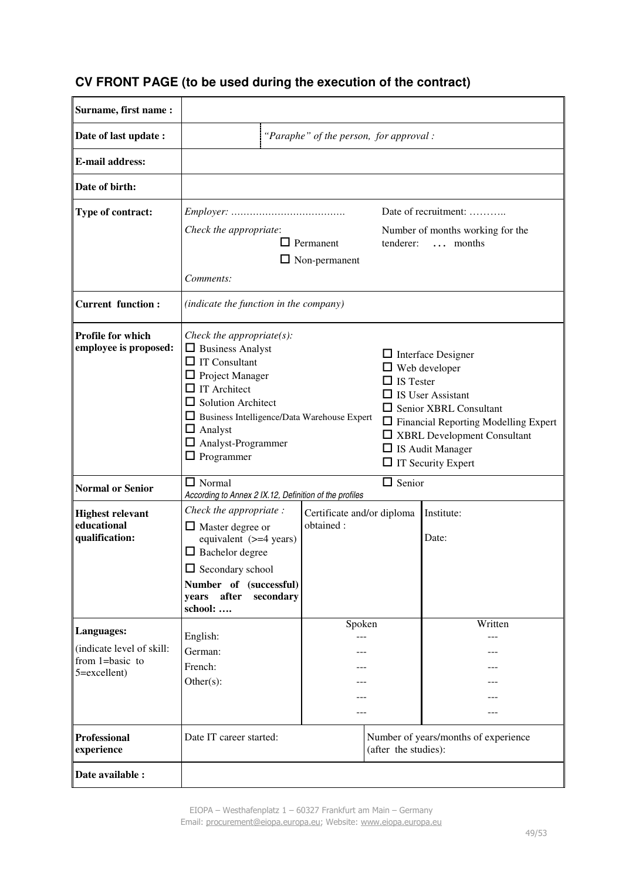## CV FRONT PAGE (to be used during the execution of the contract)

| | | | | |
|---|---|---|---|---|
| **Surname, first name :** | | | | |
| **Date of last update :** | | *"Paraphe" of the person, for approval :* | | |
| **E-mail address:** | | | | |
| **Date of birth:** | | | | |
| **Type of contract:** | *Employer: ……………………………….*<br>*Check the appropriate*:<br>☐ Permanent<br>☐ Non-permanent<br>*Comments:* | | Date of recruitment: ………..<br>Number of months working for the tenderer: … months | |
| **Current function :** | *(indicate the function in the company)* | | | |
| **Profile for which employee is proposed:** | *Check the appropriate(s):*<br>☐ Business Analyst<br>☐ IT Consultant<br>☐ Project Manager<br>☐ IT Architect<br>☐ Solution Architect<br>☐ Business Intelligence/Data Warehouse Expert<br>☐ Analyst<br>☐ Analyst-Programmer<br>☐ Programmer | | ☐ Interface Designer<br>☐ Web developer<br>☐ IS Tester<br>☐ IS User Assistant<br>☐ Senior XBRL Consultant<br>☐ Financial Reporting Modelling Expert<br>☐ XBRL Development Consultant<br>☐ IS Audit Manager<br>☐ IT Security Expert | |
| **Normal or Senior** | ☐ Normal<br>*According to Annex 2 IX.12, Definition of the profiles* | | ☐ Senior | |
| **Highest relevant educational qualification:** | *Check the appropriate :*<br>☐ Master degree or equivalent (>=4 years)<br>☐ Bachelor degree<br>☐ Secondary school<br>**Number of (successful) years after secondary school: ….** | Certificate and/or diploma obtained : | | Institute:<br>Date: |
| **Languages:**<br>(indicate level of skill: from 1=basic to 5=excellent) | | Spoken | | Written |
| | English: | --- | | --- |
| | German: | --- | | --- |
| | French: | --- | | --- |
| | Other(s): | --- | | --- |
| | | --- | | --- |
| | | --- | | --- |
| **Professional experience** | Date IT career started: | | Number of years/months of experience (after the studies): | |
| **Date available :** | | | | |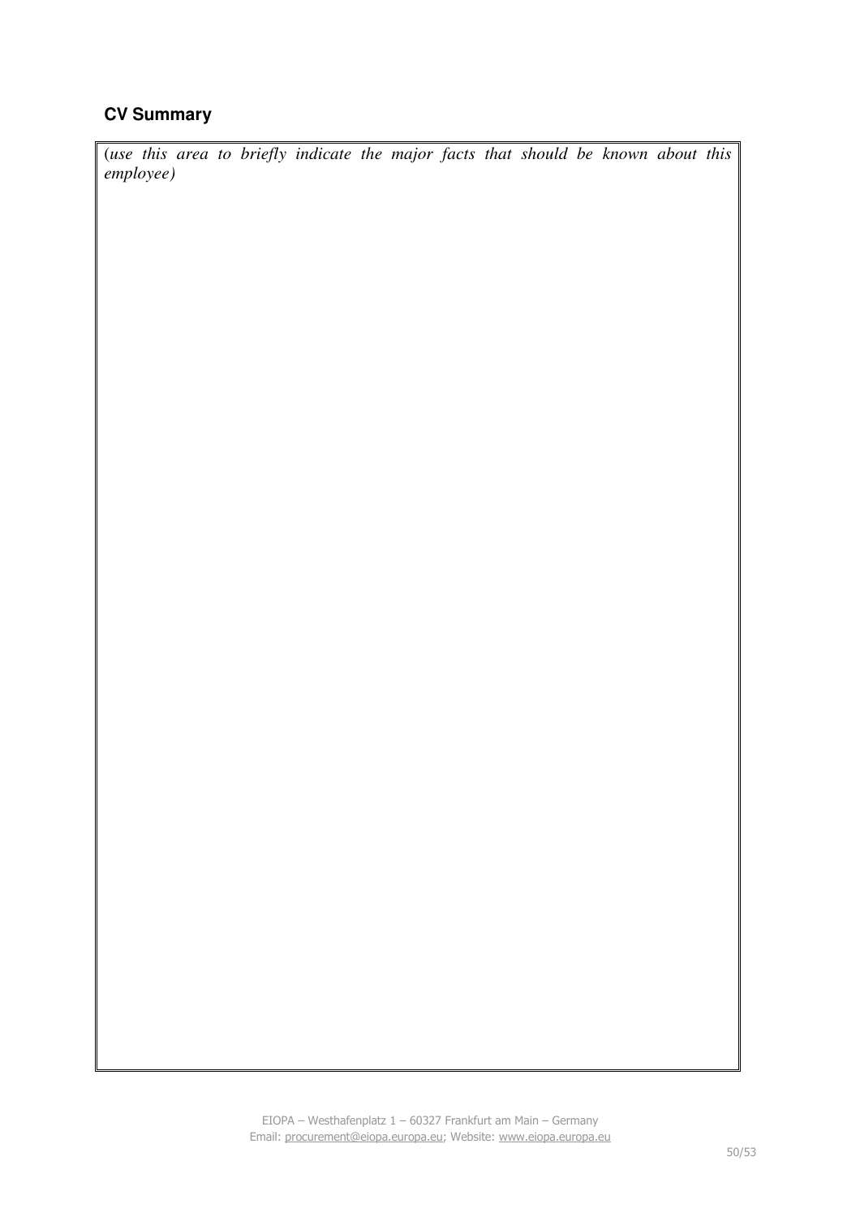### CV Summary

| *(use this area to briefly indicate the major facts that should be known about this employee)* |
| --- |
| |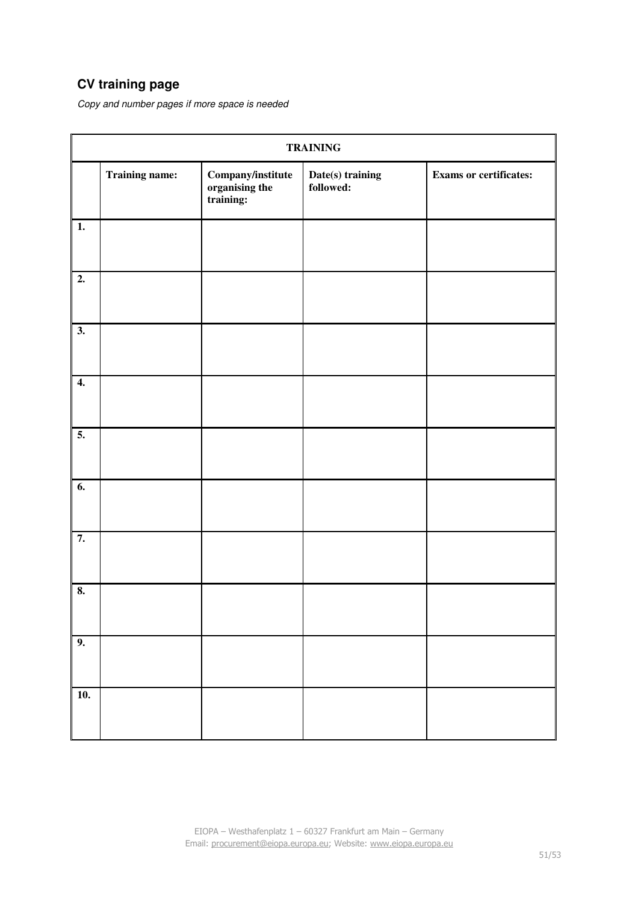## CV training page

*Copy and number pages if more space is needed*

| TRAINING | | | | |
|---|---|---|---|---|
| | **Training name:** | **Company/institute organising the training:** | **Date(s) training followed:** | **Exams or certificates:** |
| **1.** | | | | |
| **2.** | | | | |
| **3.** | | | | |
| **4.** | | | | |
| **5.** | | | | |
| **6.** | | | | |
| **7.** | | | | |
| **8.** | | | | |
| **9.** | | | | |
| **10.** | | | | |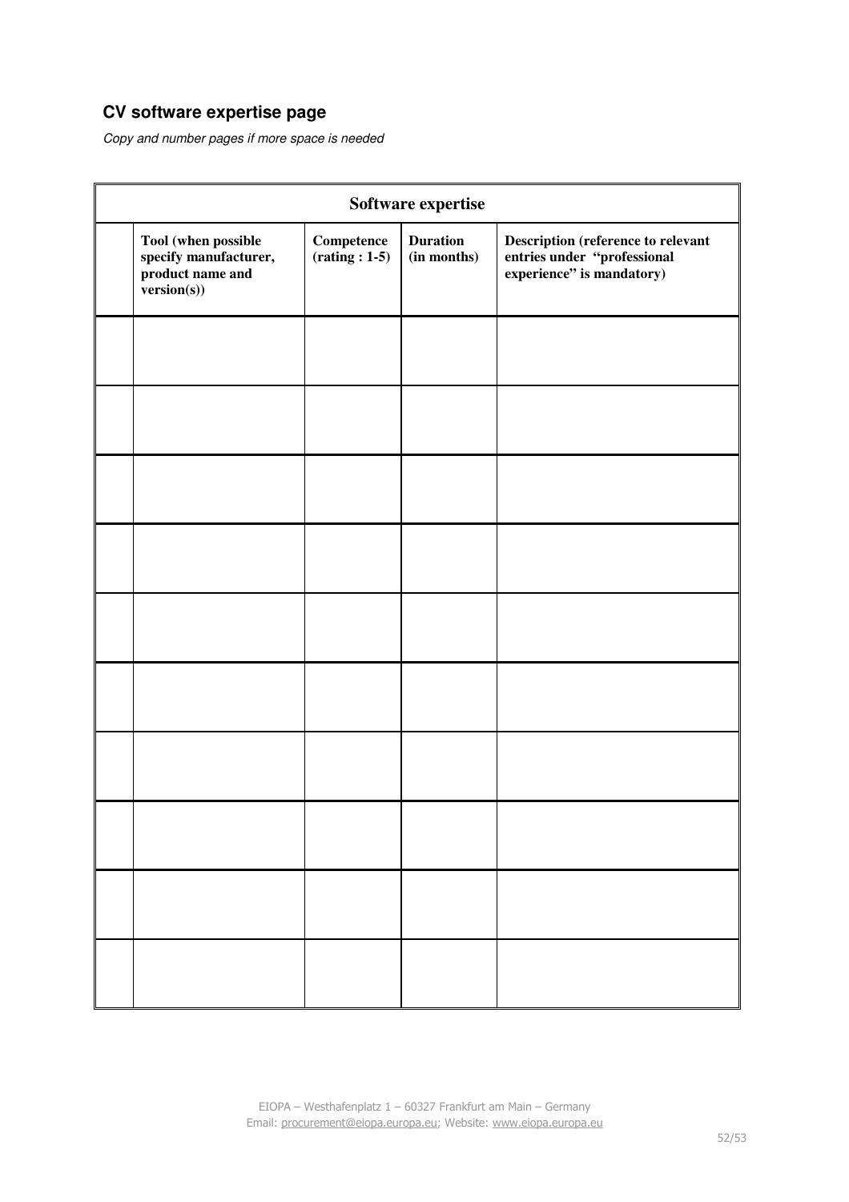## CV software expertise page

*Copy and number pages if more space is needed*

| Software expertise | | | | |
|---|---|---|---|---|
| | **Tool (when possible specify manufacturer, product name and version(s))** | **Competence (rating : 1-5)** | **Duration (in months)** | **Description (reference to relevant entries under "professional experience" is mandatory)** |
| | | | | |
| | | | | |
| | | | | |
| | | | | |
| | | | | |
| | | | | |
| | | | | |
| | | | | |
| | | | | |
| | | | | |

EIOPA – Westhafenplatz 1 – 60327 Frankfurt am Main – Germany
Email: procurement@eiopa.europa.eu; Website: www.eiopa.europa.eu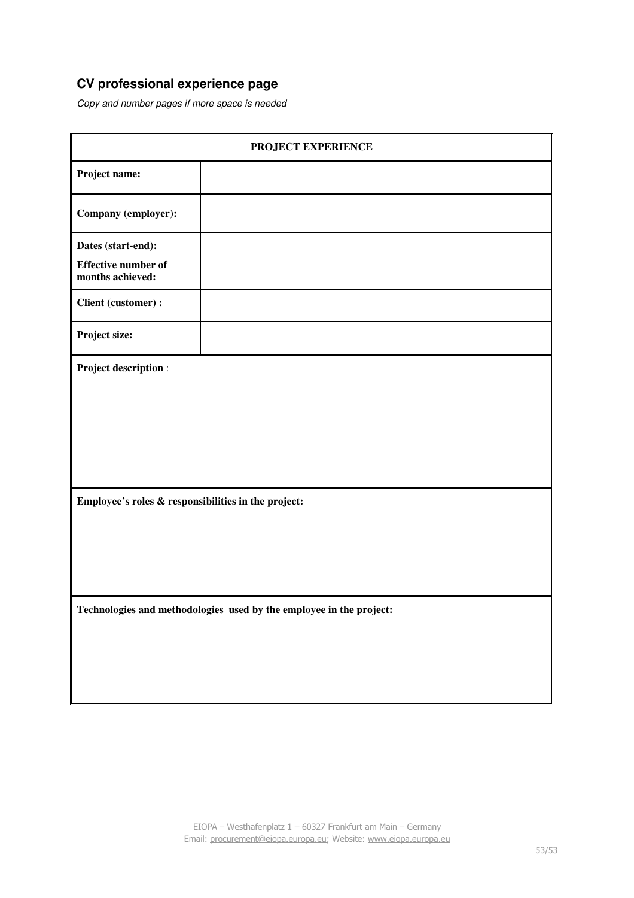## CV professional experience page

*Copy and number pages if more space is needed*

| PROJECT EXPERIENCE | |
|---|---|
| **Project name:** | |
| **Company (employer):** | |
| **Dates (start-end):**<br>**Effective number of months achieved:** | |
| **Client (customer) :** | |
| **Project size:** | |
| **Project description** : | |
| **Employee's roles & responsibilities in the project:** | |
| **Technologies and methodologies used by the employee in the project:** | |

EIOPA – Westhafenplatz 1 – 60327 Frankfurt am Main – Germany
Email: procurement@eiopa.europa.eu; Website: www.eiopa.europa.eu